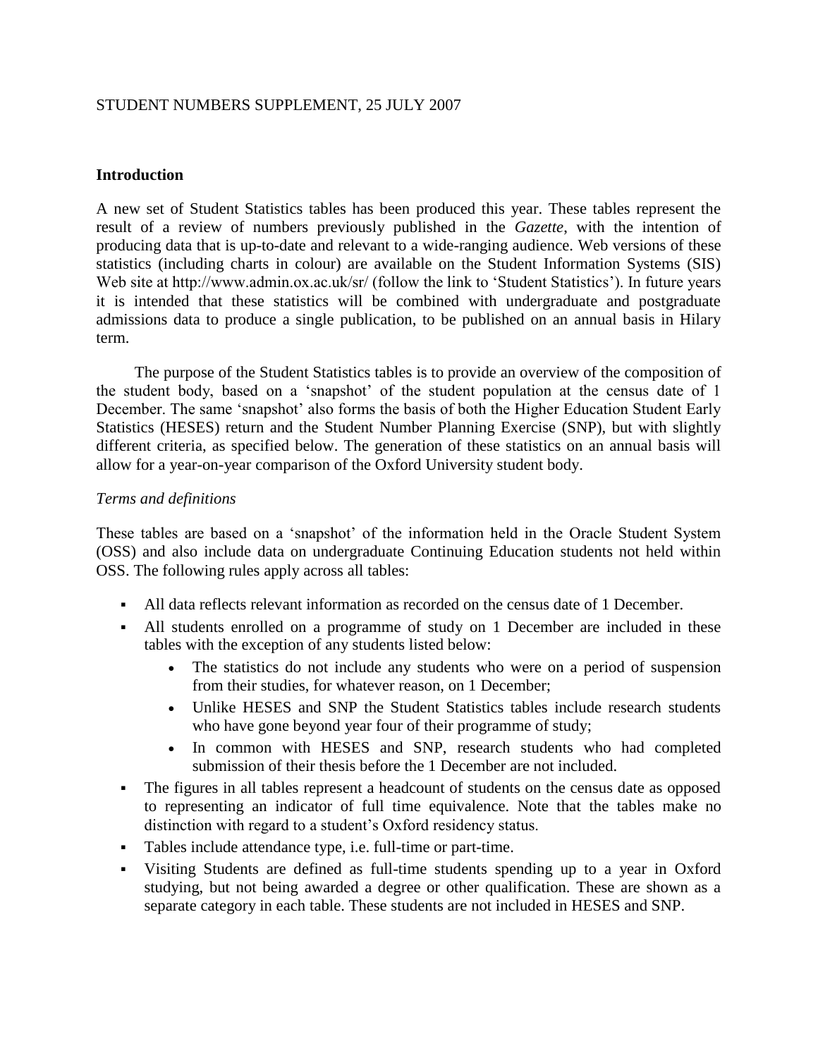STUDENT NUMBERS SUPPLEMENT, 25 JULY 2007

## Introduction

A new set of Student Statistics tables has been produced this year. These tables represent the result of a review of numbers previously published in the *Gazette*, with the intention of producing data that is up-to-date and relevant to a wide-ranging audience. Web versions of these statistics (including charts in colour) are available on the Student Information Systems (SIS) Web site at http://www.admin.ox.ac.uk/sr/ (follow the link to 'Student Statistics'). In future years it is intended that these statistics will be combined with undergraduate and postgraduate admissions data to produce a single publication, to be published on an annual basis in Hilary term.

The purpose of the Student Statistics tables is to provide an overview of the composition of the student body, based on a 'snapshot' of the student population at the census date of 1 December. The same 'snapshot' also forms the basis of both the Higher Education Student Early Statistics (HESES) return and the Student Number Planning Exercise (SNP), but with slightly different criteria, as specified below. The generation of these statistics on an annual basis will allow for a year-on-year comparison of the Oxford University student body.

### *Terms and definitions*

These tables are based on a 'snapshot' of the information held in the Oracle Student System (OSS) and also include data on undergraduate Continuing Education students not held within OSS. The following rules apply across all tables:

- All data reflects relevant information as recorded on the census date of 1 December.
- All students enrolled on a programme of study on 1 December are included in these tables with the exception of any students listed below:
  - The statistics do not include any students who were on a period of suspension from their studies, for whatever reason, on 1 December;
  - Unlike HESES and SNP the Student Statistics tables include research students who have gone beyond year four of their programme of study;
  - In common with HESES and SNP, research students who had completed submission of their thesis before the 1 December are not included.
- The figures in all tables represent a headcount of students on the census date as opposed to representing an indicator of full time equivalence. Note that the tables make no distinction with regard to a student's Oxford residency status.
- Tables include attendance type, i.e. full-time or part-time.
- Visiting Students are defined as full-time students spending up to a year in Oxford studying, but not being awarded a degree or other qualification. These are shown as a separate category in each table. These students are not included in HESES and SNP.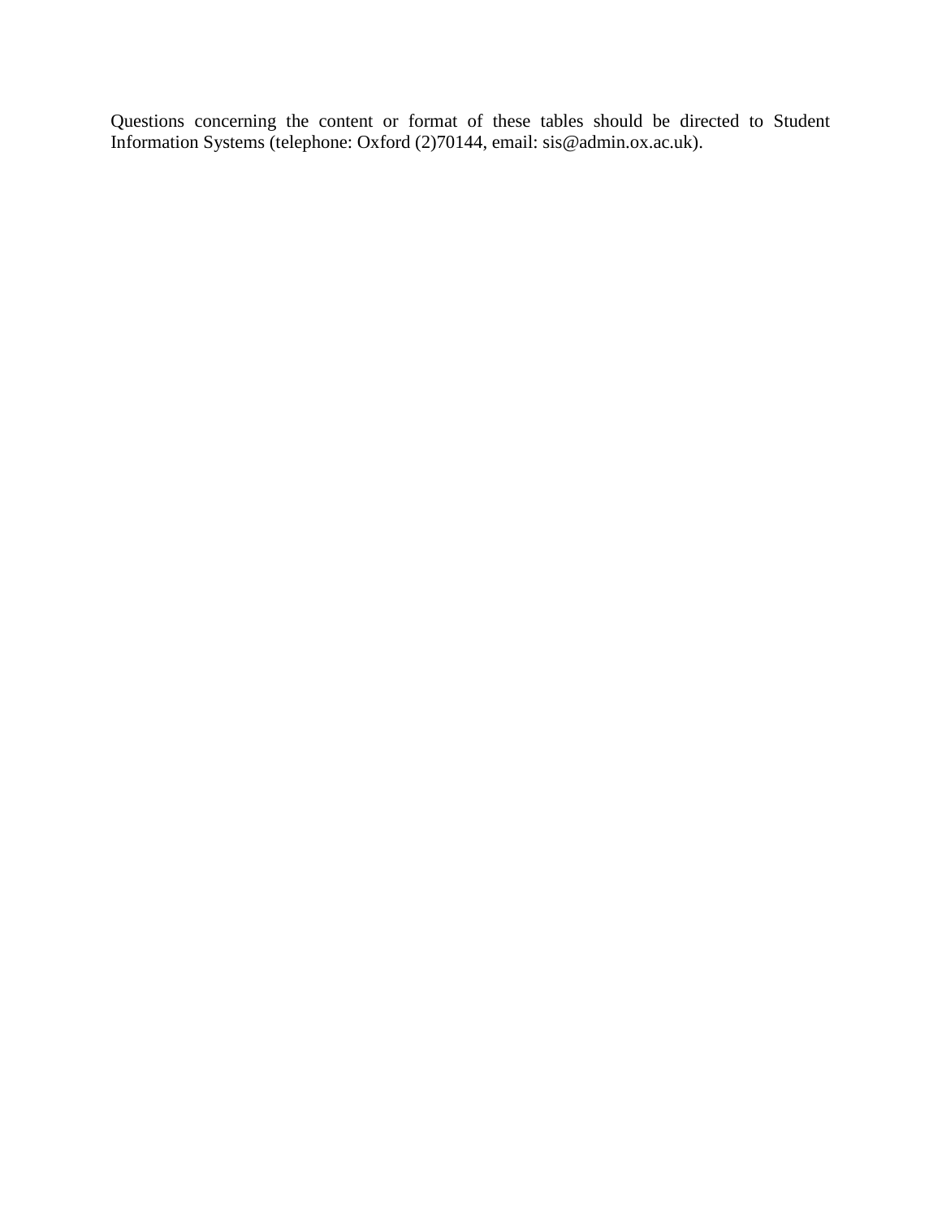Questions concerning the content or format of these tables should be directed to Student Information Systems (telephone: Oxford (2)70144, email: sis@admin.ox.ac.uk).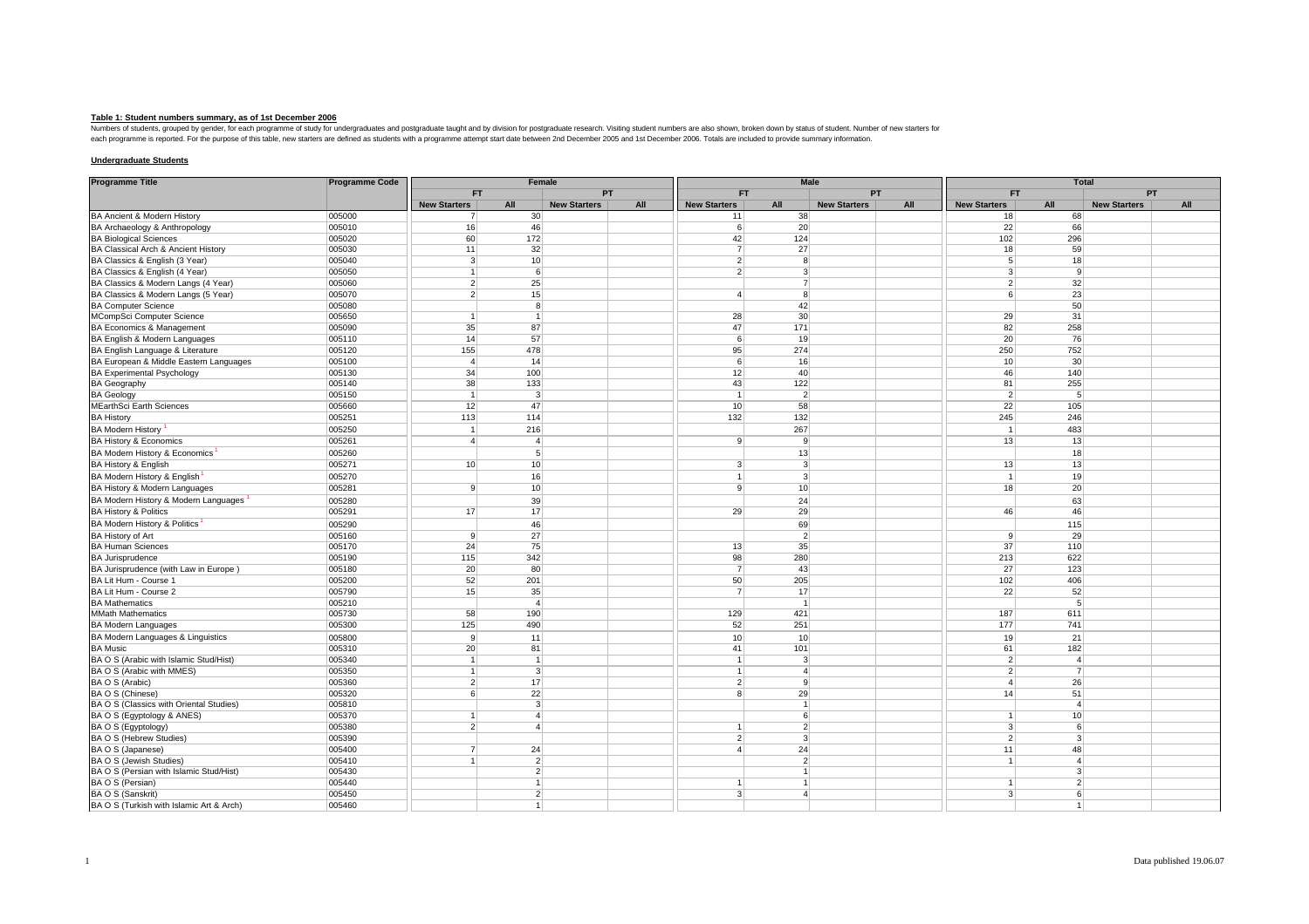**Table 1: Student numbers summary, as of 1st December 2006**

Numbers of students, grouped by gender, for each programme of study for undergraduates and postgraduate taught and by division for postgraduate research. Visiting student numbers are also shown, broken down by status of student. Number of new starters for each programme is reported. For the purpose of this table, new starters are defined as students with a programme attempt start date between 2nd December 2005 and 1st December 2006. Totals are included to provide summary information.

**Undergraduate Students**

| Programme Title | Programme Code | Female | | | | Male | | | | Total | | | |
|---|---|---|---|---|---|---|---|---|---|---|---|---|---|
| | | FT | | PT | | FT | | PT | | FT | | PT | |
| | | New Starters | All | New Starters | All | New Starters | All | New Starters | All | New Starters | All | New Starters | All |
| BA Ancient & Modern History | 005000 | 7 | 30 | | | 11 | 38 | | | 18 | 68 | | |
| BA Archaeology & Anthropology | 005010 | 16 | 46 | | | 6 | 20 | | | 22 | 66 | | |
| BA Biological Sciences | 005020 | 60 | 172 | | | 42 | 124 | | | 102 | 296 | | |
| BA Classical Arch & Ancient History | 005030 | 11 | 32 | | | 7 | 27 | | | 18 | 59 | | |
| BA Classics & English (3 Year) | 005040 | 3 | 10 | | | 2 | 8 | | | 5 | 18 | | |
| BA Classics & English (4 Year) | 005050 | 1 | 6 | | | 2 | 3 | | | 3 | 9 | | |
| BA Classics & Modern Langs (4 Year) | 005060 | 2 | 25 | | | | 7 | | | 2 | 32 | | |
| BA Classics & Modern Langs (5 Year) | 005070 | 2 | 15 | | | 4 | 8 | | | 6 | 23 | | |
| BA Computer Science | 005080 | | 8 | | | | 42 | | | | 50 | | |
| MCompSci Computer Science | 005650 | 1 | 1 | | | 28 | 30 | | | 29 | 31 | | |
| BA Economics & Management | 005090 | 35 | 87 | | | 47 | 171 | | | 82 | 258 | | |
| BA English & Modern Languages | 005110 | 14 | 57 | | | 6 | 19 | | | 20 | 76 | | |
| BA English Language & Literature | 005120 | 155 | 478 | | | 95 | 274 | | | 250 | 752 | | |
| BA European & Middle Eastern Languages | 005100 | 4 | 14 | | | 6 | 16 | | | 10 | 30 | | |
| BA Experimental Psychology | 005130 | 34 | 100 | | | 12 | 40 | | | 46 | 140 | | |
| BA Geography | 005140 | 38 | 133 | | | 43 | 122 | | | 81 | 255 | | |
| BA Geology | 005150 | 1 | 3 | | | 1 | 2 | | | 2 | 5 | | |
| MEarthSci Earth Sciences | 005660 | 12 | 47 | | | 10 | 58 | | | 22 | 105 | | |
| BA History | 005251 | 113 | 114 | | | 132 | 132 | | | 245 | 246 | | |
| BA Modern History [1] | 005250 | 1 | 216 | | | | 267 | | | 1 | 483 | | |
| BA History & Economics | 005261 | 4 | 4 | | | 9 | 9 | | | 13 | 13 | | |
| BA Modern History & Economics [1] | 005260 | | 5 | | | | 13 | | | | 18 | | |
| BA History & English | 005271 | 10 | 10 | | | 3 | 3 | | | 13 | 13 | | |
| BA Modern History & English [1] | 005270 | | 16 | | | 1 | 3 | | | 1 | 19 | | |
| BA History & Modern Languages | 005281 | 9 | 10 | | | 9 | 10 | | | 18 | 20 | | |
| BA Modern History & Modern Languages [1] | 005280 | | 39 | | | | 24 | | | | 63 | | |
| BA History & Politics | 005291 | 17 | 17 | | | 29 | 29 | | | 46 | 46 | | |
| BA Modern History & Politics [1] | 005290 | | 46 | | | | 69 | | | | 115 | | |
| BA History of Art | 005160 | 9 | 27 | | | | 2 | | | 9 | 29 | | |
| BA Human Sciences | 005170 | 24 | 75 | | | 13 | 35 | | | 37 | 110 | | |
| BA Jurisprudence | 005190 | 115 | 342 | | | 98 | 280 | | | 213 | 622 | | |
| BA Jurisprudence (with Law in Europe ) | 005180 | 20 | 80 | | | 7 | 43 | | | 27 | 123 | | |
| BA Lit Hum - Course 1 | 005200 | 52 | 201 | | | 50 | 205 | | | 102 | 406 | | |
| BA Lit Hum - Course 2 | 005790 | 15 | 35 | | | 7 | 17 | | | 22 | 52 | | |
| BA Mathematics | 005210 | | 4 | | | | 1 | | | | 5 | | |
| MMath Mathematics | 005730 | 58 | 190 | | | 129 | 421 | | | 187 | 611 | | |
| BA Modern Languages | 005300 | 125 | 490 | | | 52 | 251 | | | 177 | 741 | | |
| BA Modern Languages & Linguistics | 005800 | 9 | 11 | | | 10 | 10 | | | 19 | 21 | | |
| BA Music | 005310 | 20 | 81 | | | 41 | 101 | | | 61 | 182 | | |
| BA O S (Arabic with Islamic Stud/Hist) | 005340 | 1 | 1 | | | 1 | 3 | | | 2 | 4 | | |
| BA O S (Arabic with MMES) | 005350 | 1 | 3 | | | 1 | 4 | | | 2 | 7 | | |
| BA O S (Arabic) | 005360 | 2 | 17 | | | 2 | 9 | | | 4 | 26 | | |
| BA O S (Chinese) | 005320 | 6 | 22 | | | 8 | 29 | | | 14 | 51 | | |
| BA O S (Classics with Oriental Studies) | 005810 | | 3 | | | | 1 | | | | 4 | | |
| BA O S (Egyptology & ANES) | 005370 | 1 | 4 | | | | 6 | | | 1 | 10 | | |
| BA O S (Egyptology) | 005380 | 2 | 4 | | | 1 | 2 | | | 3 | 6 | | |
| BA O S (Hebrew Studies) | 005390 | | | | | 2 | 3 | | | 2 | 3 | | |
| BA O S (Japanese) | 005400 | 7 | 24 | | | 4 | 24 | | | 11 | 48 | | |
| BA O S (Jewish Studies) | 005410 | 1 | 2 | | | | 2 | | | 1 | 4 | | |
| BA O S (Persian with Islamic Stud/Hist) | 005430 | | 2 | | | | 1 | | | | 3 | | |
| BA O S (Persian) | 005440 | | 1 | | | 1 | 1 | | | 1 | 2 | | |
| BA O S (Sanskrit) | 005450 | | 2 | | | 3 | 4 | | | 3 | 6 | | |
| BA O S (Turkish with Islamic Art & Arch) | 005460 | | 1 | | | | | | | | 1 | | |

Data published 19.06.07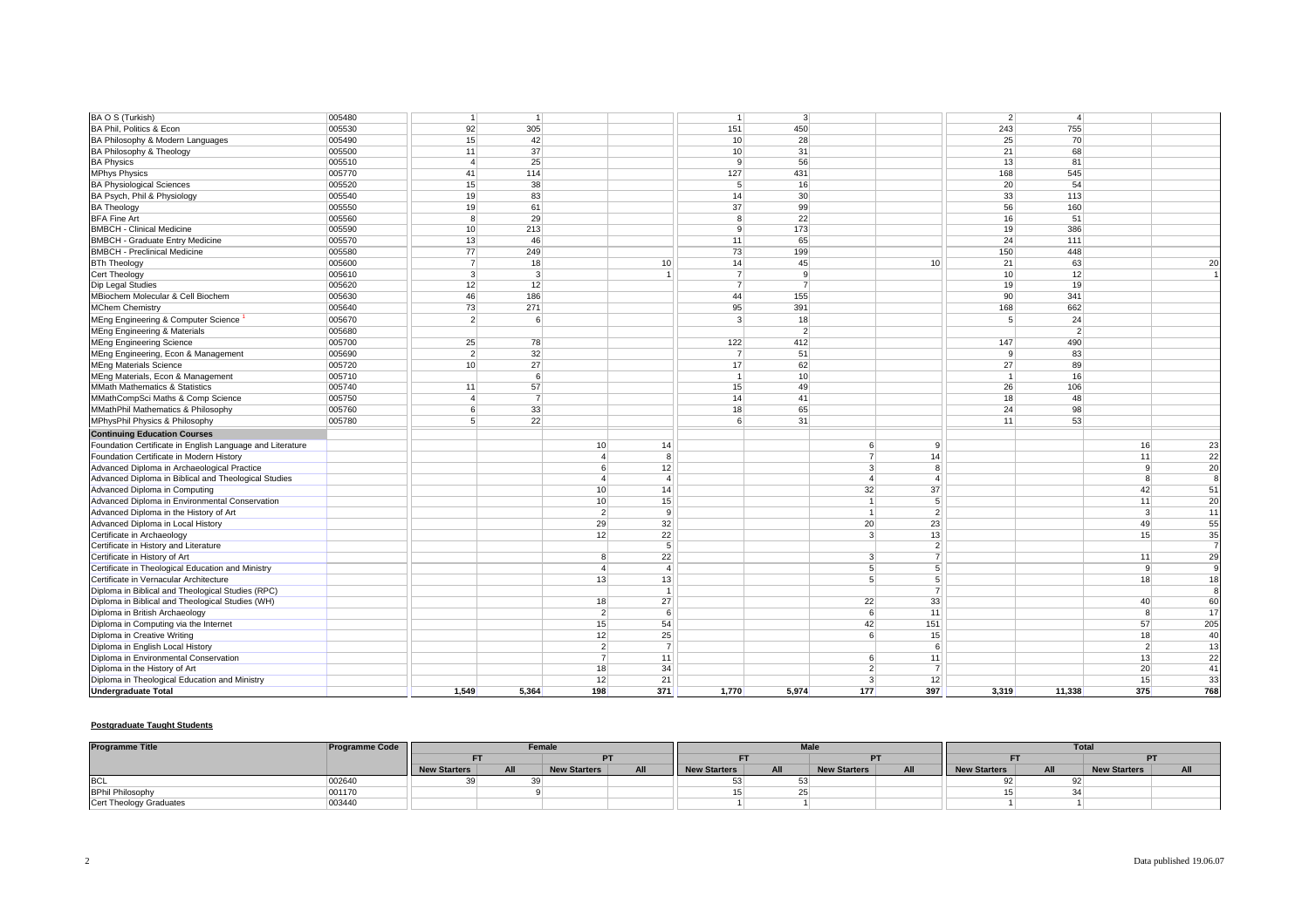| Programme Title | Programme Code | Female FT New Starters | Female FT All | Female PT New Starters | Female PT All | Male FT New Starters | Male FT All | Male PT New Starters | Male PT All | Total FT New Starters | Total FT All | Total PT New Starters | Total PT All |
|---|---|---|---|---|---|---|---|---|---|---|---|---|---|
| BA O S (Turkish) | 005480 | 1 | 1 | | | 1 | 3 | | | 2 | 4 | | |
| BA Phil, Politics & Econ | 005530 | 92 | 305 | | | 151 | 450 | | | 243 | 755 | | |
| BA Philosophy & Modern Languages | 005490 | 15 | 42 | | | 10 | 28 | | | 25 | 70 | | |
| BA Philosophy & Theology | 005500 | 11 | 37 | | | 10 | 31 | | | 21 | 68 | | |
| BA Physics | 005510 | 4 | 25 | | | 9 | 56 | | | 13 | 81 | | |
| MPhys Physics | 005770 | 41 | 114 | | | 127 | 431 | | | 168 | 545 | | |
| BA Physiological Sciences | 005520 | 15 | 38 | | | 5 | 16 | | | 20 | 54 | | |
| BA Psych, Phil & Physiology | 005540 | 19 | 83 | | | 14 | 30 | | | 33 | 113 | | |
| BA Theology | 005550 | 19 | 61 | | | 37 | 99 | | | 56 | 160 | | |
| BFA Fine Art | 005560 | 8 | 29 | | | 8 | 22 | | | 16 | 51 | | |
| BMBCH - Clinical Medicine | 005590 | 10 | 213 | | | 9 | 173 | | | 19 | 386 | | |
| BMBCH - Graduate Entry Medicine | 005570 | 13 | 46 | | | 11 | 65 | | | 24 | 111 | | |
| BMBCH - Preclinical Medicine | 005580 | 77 | 249 | | | 73 | 199 | | | 150 | 448 | | |
| BTh Theology | 005600 | 7 | 18 | | 10 | 14 | 45 | | 10 | 21 | 63 | | 20 |
| Cert Theology | 005610 | 3 | 3 | | 1 | 7 | 9 | | | 10 | 12 | | 1 |
| Dip Legal Studies | 005620 | 12 | 12 | | | 7 | 7 | | | 19 | 19 | | |
| MBiochem Molecular & Cell Biochem | 005630 | 46 | 186 | | | 44 | 155 | | | 90 | 341 | | |
| MChem Chemistry | 005640 | 73 | 271 | | | 95 | 391 | | | 168 | 662 | | |
| MEng Engineering & Computer Science [1] | 005670 | 2 | 6 | | | 3 | 18 | | | 5 | 24 | | |
| MEng Engineering & Materials | 005680 | | | | | | 2 | | | | 2 | | |
| MEng Engineering Science | 005700 | 25 | 78 | | | 122 | 412 | | | 147 | 490 | | |
| MEng Engineering, Econ & Management | 005690 | 2 | 32 | | | 7 | 51 | | | 9 | 83 | | |
| MEng Materials Science | 005720 | 10 | 27 | | | 17 | 62 | | | 27 | 89 | | |
| MEng Materials, Econ & Management | 005710 | | 6 | | | 1 | 10 | | | 1 | 16 | | |
| MMath Mathematics & Statistics | 005740 | 11 | 57 | | | 15 | 49 | | | 26 | 106 | | |
| MMathCompSci Maths & Comp Science | 005750 | 4 | 7 | | | 14 | 41 | | | 18 | 48 | | |
| MMathPhil Mathematics & Philosophy | 005760 | 6 | 33 | | | 18 | 65 | | | 24 | 98 | | |
| MPhysPhil Physics & Philosophy | 005780 | 5 | 22 | | | 6 | 31 | | | 11 | 53 | | |
| **Continuing Education Courses** | | | | | | | | | | | | | |
| Foundation Certificate in English Language and Literature | | | | 10 | 14 | | | 6 | 9 | | | 16 | 23 |
| Foundation Certificate in Modern History | | | | 4 | 8 | | | 7 | 14 | | | 11 | 22 |
| Advanced Diploma in Archaeological Practice | | | | 6 | 12 | | | 3 | 8 | | | 9 | 20 |
| Advanced Diploma in Biblical and Theological Studies | | | | 4 | 4 | | | 4 | 4 | | | 8 | 8 |
| Advanced Diploma in Computing | | | | 10 | 14 | | | 32 | 37 | | | 42 | 51 |
| Advanced Diploma in Environmental Conservation | | | | 10 | 15 | | | 1 | 5 | | | 11 | 20 |
| Advanced Diploma in the History of Art | | | | 2 | 9 | | | 1 | 2 | | | 3 | 11 |
| Advanced Diploma in Local History | | | | 29 | 32 | | | 20 | 23 | | | 49 | 55 |
| Certificate in Archaeology | | | | 12 | 22 | | | 3 | 13 | | | 15 | 35 |
| Certificate in History and Literature | | | | | 5 | | | | 2 | | | | 7 |
| Certificate in History of Art | | | | 8 | 22 | | | 3 | 7 | | | 11 | 29 |
| Certificate in Theological Education and Ministry | | | | 4 | 4 | | | 5 | 5 | | | 9 | 9 |
| Certificate in Vernacular Architecture | | | | 13 | 13 | | | 5 | 5 | | | 18 | 18 |
| Diploma in Biblical and Theological Studies (RPC) | | | | | 1 | | | | 7 | | | | 8 |
| Diploma in Biblical and Theological Studies (WH) | | | | 18 | 27 | | | 22 | 33 | | | 40 | 60 |
| Diploma in British Archaeology | | | | 2 | 6 | | | 6 | 11 | | | 8 | 17 |
| Diploma in Computing via the Internet | | | | 15 | 54 | | | 42 | 151 | | | 57 | 205 |
| Diploma in Creative Writing | | | | 12 | 25 | | | 6 | 15 | | | 18 | 40 |
| Diploma in English Local History | | | | 2 | 7 | | | | 6 | | | 2 | 13 |
| Diploma in Environmental Conservation | | | | 7 | 11 | | | 6 | 11 | | | 13 | 22 |
| Diploma in the History of Art | | | | 18 | 34 | | | 2 | 7 | | | 20 | 41 |
| Diploma in Theological Education and Ministry | | | | 12 | 21 | | | 3 | 12 | | | 15 | 33 |
| **Undergraduate Total** | | **1,549** | **5,364** | **198** | **371** | **1,770** | **5,974** | **177** | **397** | **3,319** | **11,338** | **375** | **768** |

**Postgraduate Taught Students**

| Programme Title | Programme Code | Female | | | | Male | | | | Total | | | |
|---|---|---|---|---|---|---|---|---|---|---|---|---|---|
| | | FT | | PT | | FT | | PT | | FT | | PT | |
| | | New Starters | All | New Starters | All | New Starters | All | New Starters | All | New Starters | All | New Starters | All |
| BCL | 002640 | 39 | 39 | | | 53 | 53 | | | 92 | 92 | | |
| BPhil Philosophy | 001170 | | 9 | | | 15 | 25 | | | 15 | 34 | | |
| Cert Theology Graduates | 003440 | | | | | 1 | 1 | | | 1 | 1 | | |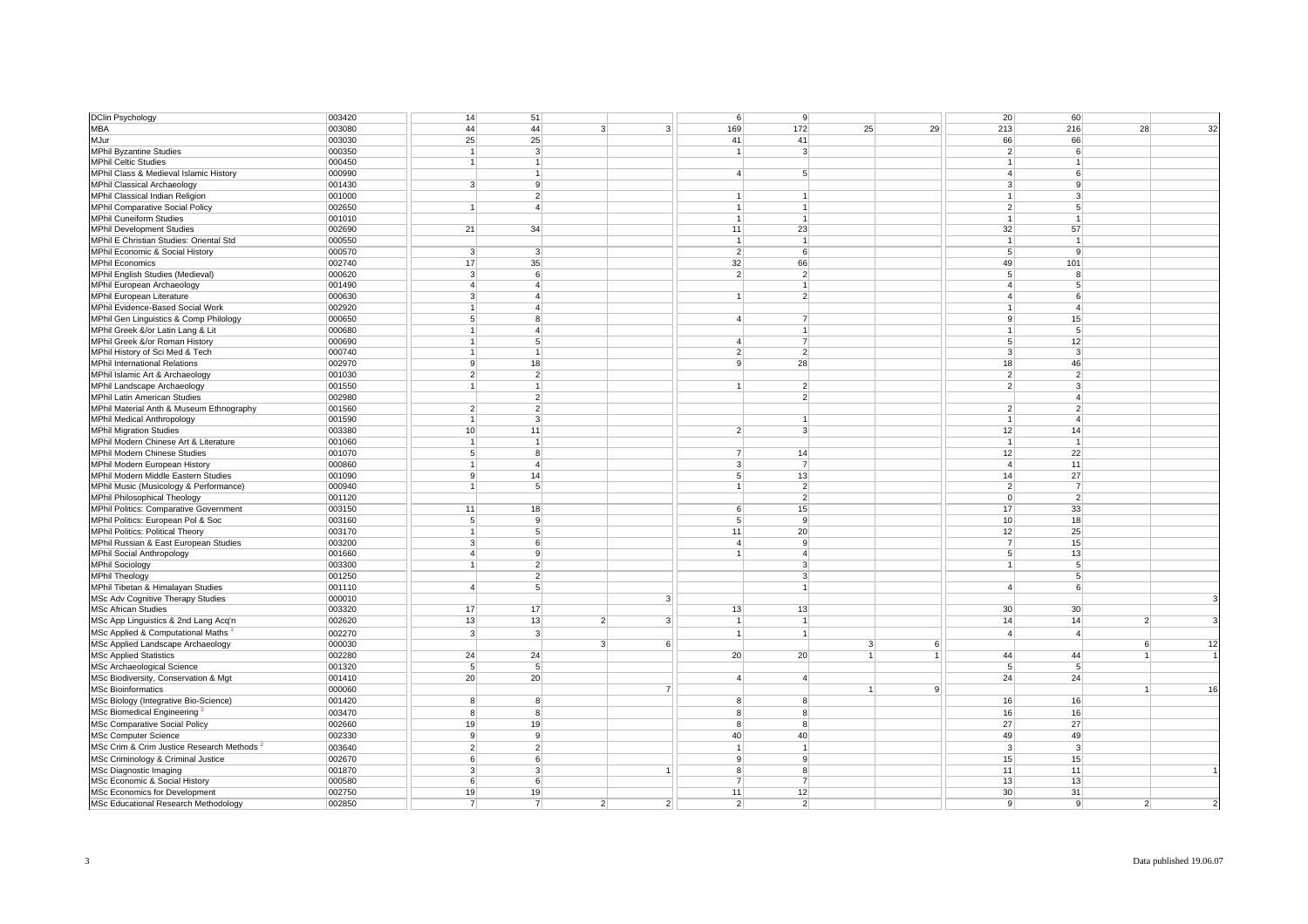| | | | | | | | | | | | | | |
|---|---|---|---|---|---|---|---|---|---|---|---|---|---|
| DClin Psychology | 003420 | 14 | 51 | | | 6 | 9 | | | 20 | 60 | | |
| MBA | 003080 | 44 | 44 | 3 | 3 | 169 | 172 | 25 | 29 | 213 | 216 | 28 | 32 |
| MJur | 003030 | 25 | 25 | | | 41 | 41 | | | 66 | 66 | | |
| MPhil Byzantine Studies | 000350 | 1 | 3 | | | 1 | 3 | | | 2 | 6 | | |
| MPhil Celtic Studies | 000450 | 1 | 1 | | | | | | | 1 | 1 | | |
| MPhil Class & Medieval Islamic History | 000990 | | 1 | | | 4 | 5 | | | 4 | 6 | | |
| MPhil Classical Archaeology | 001430 | 3 | 9 | | | | | | | 3 | 9 | | |
| MPhil Classical Indian Religion | 001000 | | 2 | | | 1 | 1 | | | 1 | 3 | | |
| MPhil Comparative Social Policy | 002650 | 1 | 4 | | | 1 | 1 | | | 2 | 5 | | |
| MPhil Cuneiform Studies | 001010 | | | | | 1 | 1 | | | 1 | 1 | | |
| MPhil Development Studies | 002690 | 21 | 34 | | | 11 | 23 | | | 32 | 57 | | |
| MPhil E Christian Studies: Oriental Std | 000550 | | | | | 1 | 1 | | | 1 | 1 | | |
| MPhil Economic & Social History | 000570 | 3 | 3 | | | 2 | 6 | | | 5 | 9 | | |
| MPhil Economics | 002740 | 17 | 35 | | | 32 | 66 | | | 49 | 101 | | |
| MPhil English Studies (Medieval) | 000620 | 3 | 6 | | | 2 | 2 | | | 5 | 8 | | |
| MPhil European Archaeology | 001490 | 4 | 4 | | | | 1 | | | 4 | 5 | | |
| MPhil European Literature | 000630 | 3 | 4 | | | 1 | 2 | | | 4 | 6 | | |
| MPhil Evidence-Based Social Work | 002920 | 1 | 4 | | | | | | | 1 | 4 | | |
| MPhil Gen Linguistics & Comp Philology | 000650 | 5 | 8 | | | 4 | 7 | | | 9 | 15 | | |
| MPhil Greek &/or Latin Lang & Lit | 000680 | 1 | 4 | | | | 1 | | | 1 | 5 | | |
| MPhil Greek &/or Roman History | 000690 | 1 | 5 | | | 4 | 7 | | | 5 | 12 | | |
| MPhil History of Sci Med & Tech | 000740 | 1 | 1 | | | 2 | 2 | | | 3 | 3 | | |
| MPhil International Relations | 002970 | 9 | 18 | | | 9 | 28 | | | 18 | 46 | | |
| MPhil Islamic Art & Archaeology | 001030 | 2 | 2 | | | | | | | 2 | 2 | | |
| MPhil Landscape Archaeology | 001550 | 1 | 1 | | | 1 | 2 | | | 2 | 3 | | |
| MPhil Latin American Studies | 002980 | | 2 | | | | 2 | | | | 4 | | |
| MPhil Material Anth & Museum Ethnography | 001560 | 2 | 2 | | | | | | | 2 | 2 | | |
| MPhil Medical Anthropology | 001590 | 1 | 3 | | | | 1 | | | 1 | 4 | | |
| MPhil Migration Studies | 003380 | 10 | 11 | | | 2 | 3 | | | 12 | 14 | | |
| MPhil Modern Chinese Art & Literature | 001060 | 1 | 1 | | | | | | | 1 | 1 | | |
| MPhil Modern Chinese Studies | 001070 | 5 | 8 | | | 7 | 14 | | | 12 | 22 | | |
| MPhil Modern European History | 000860 | 1 | 4 | | | 3 | 7 | | | 4 | 11 | | |
| MPhil Modern Middle Eastern Studies | 001090 | 9 | 14 | | | 5 | 13 | | | 14 | 27 | | |
| MPhil Music (Musicology & Performance) | 000940 | 1 | 5 | | | 1 | 2 | | | 2 | 7 | | |
| MPhil Philosophical Theology | 001120 | | | | | | 2 | | | 0 | 2 | | |
| MPhil Politics: Comparative Government | 003150 | 11 | 18 | | | 6 | 15 | | | 17 | 33 | | |
| MPhil Politics: European Pol & Soc | 003160 | 5 | 9 | | | 5 | 9 | | | 10 | 18 | | |
| MPhil Politics: Political Theory | 003170 | 1 | 5 | | | 11 | 20 | | | 12 | 25 | | |
| MPhil Russian & East European Studies | 003200 | 3 | 6 | | | 4 | 9 | | | 7 | 15 | | |
| MPhil Social Anthropology | 001660 | 4 | 9 | | | 1 | 4 | | | 5 | 13 | | |
| MPhil Sociology | 003300 | 1 | 2 | | | | 3 | | | 1 | 5 | | |
| MPhil Theology | 001250 | | 2 | | | | 3 | | | | 5 | | |
| MPhil Tibetan & Himalayan Studies | 001110 | 4 | 5 | | | | 1 | | | 4 | 6 | | |
| MSc Adv Cognitive Therapy Studies | 000010 | | | | 3 | | | | | | | | 3 |
| MSc African Studies | 003320 | 17 | 17 | | | 13 | 13 | | | 30 | 30 | | |
| MSc App Linguistics & 2nd Lang Acq'n | 002620 | 13 | 13 | 2 | 3 | 1 | 1 | | | 14 | 14 | 2 | 3 |
| MSc Applied & Computational Maths [1] | 002270 | 3 | 3 | | | 1 | 1 | | | 4 | 4 | | |
| MSc Applied Landscape Archaeology | 000030 | | | 3 | 6 | | | 3 | 6 | | | 6 | 12 |
| MSc Applied Statistics | 002280 | 24 | 24 | | | 20 | 20 | 1 | 1 | 44 | 44 | 1 | 1 |
| MSc Archaeological Science | 001320 | 5 | 5 | | | | | | | 5 | 5 | | |
| MSc Biodiversity, Conservation & Mgt | 001410 | 20 | 20 | | | 4 | 4 | | | 24 | 24 | | |
| MSc Bioinformatics | 000060 | | | | 7 | | | 1 | 9 | | | 1 | 16 |
| MSc Biology (Integrative Bio-Science) | 001420 | 8 | 8 | | | 8 | 8 | | | 16 | 16 | | |
| MSc Biomedical Engineering [2] | 003470 | 8 | 8 | | | 8 | 8 | | | 16 | 16 | | |
| MSc Comparative Social Policy | 002660 | 19 | 19 | | | 8 | 8 | | | 27 | 27 | | |
| MSc Computer Science | 002330 | 9 | 9 | | | 40 | 40 | | | 49 | 49 | | |
| MSc Crim & Crim Justice Research Methods [2] | 003640 | 2 | 2 | | | 1 | 1 | | | 3 | 3 | | |
| MSc Criminology & Criminal Justice | 002670 | 6 | 6 | | | 9 | 9 | | | 15 | 15 | | |
| MSc Diagnostic Imaging | 001870 | 3 | 3 | | 1 | 8 | 8 | | | 11 | 11 | | 1 |
| MSc Economic & Social History | 000580 | 6 | 6 | | | 7 | 7 | | | 13 | 13 | | |
| MSc Economics for Development | 002750 | 19 | 19 | | | 11 | 12 | | | 30 | 31 | | |
| MSc Educational Research Methodology | 002850 | 7 | 7 | 2 | 2 | 2 | 2 | | | 9 | 9 | 2 | 2 |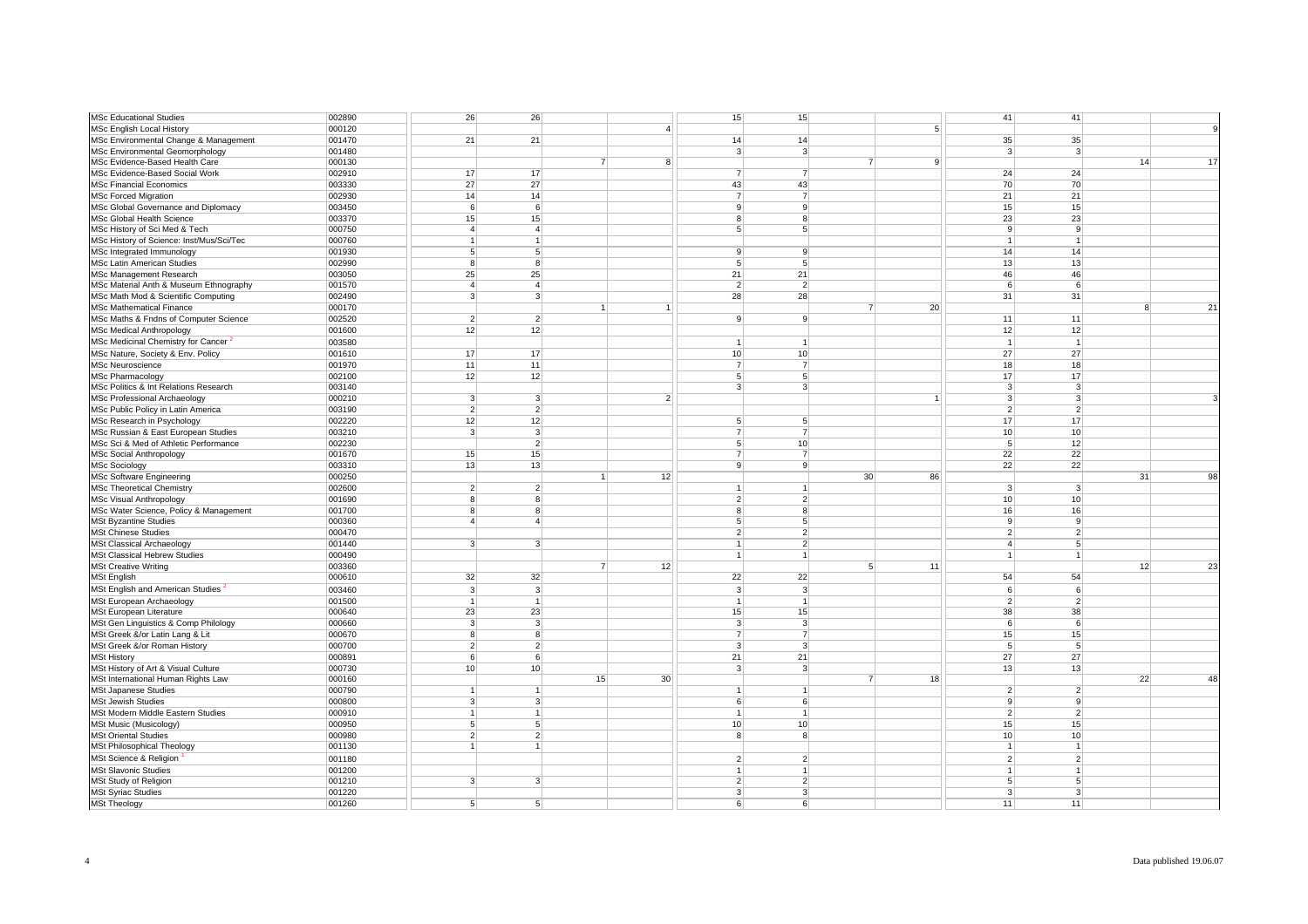| | | | | | | | | | | | | | |
|---|---|---|---|---|---|---|---|---|---|---|---|---|---|
| MSc Educational Studies | 002890 | 26 | 26 | | | 15 | 15 | | | 41 | 41 | | |
| MSc English Local History | 000120 | | | | 4 | | | | 5 | | | | 9 |
| MSc Environmental Change & Management | 001470 | 21 | 21 | | | 14 | 14 | | | 35 | 35 | | |
| MSc Environmental Geomorphology | 001480 | | | | | 3 | 3 | | | 3 | 3 | | |
| MSc Evidence-Based Health Care | 000130 | | | 7 | 8 | | | 7 | 9 | | | 14 | 17 |
| MSc Evidence-Based Social Work | 002910 | 17 | 17 | | | 7 | 7 | | | 24 | 24 | | |
| MSc Financial Economics | 003330 | 27 | 27 | | | 43 | 43 | | | 70 | 70 | | |
| MSc Forced Migration | 002930 | 14 | 14 | | | 7 | 7 | | | 21 | 21 | | |
| MSc Global Governance and Diplomacy | 003450 | 6 | 6 | | | 9 | 9 | | | 15 | 15 | | |
| MSc Global Health Science | 003370 | 15 | 15 | | | 8 | 8 | | | 23 | 23 | | |
| MSc History of Sci Med & Tech | 000750 | 4 | 4 | | | 5 | 5 | | | 9 | 9 | | |
| MSc History of Science: Inst/Mus/Sci/Tec | 000760 | 1 | 1 | | | | | | | 1 | 1 | | |
| MSc Integrated Immunology | 001930 | 5 | 5 | | | 9 | 9 | | | 14 | 14 | | |
| MSc Latin American Studies | 002990 | 8 | 8 | | | 5 | 5 | | | 13 | 13 | | |
| MSc Management Research | 003050 | 25 | 25 | | | 21 | 21 | | | 46 | 46 | | |
| MSc Material Anth & Museum Ethnography | 001570 | 4 | 4 | | | 2 | 2 | | | 6 | 6 | | |
| MSc Math Mod & Scientific Computing | 002490 | 3 | 3 | | | 28 | 28 | | | 31 | 31 | | |
| MSc Mathematical Finance | 000170 | | | 1 | 1 | | | 7 | 20 | | | 8 | 21 |
| MSc Maths & Fndns of Computer Science | 002520 | 2 | 2 | | | 9 | 9 | | | 11 | 11 | | |
| MSc Medical Anthropology | 001600 | 12 | 12 | | | | | | | 12 | 12 | | |
| MSc Medicinal Chemistry for Cancer [2] | 003580 | | | | | 1 | 1 | | | 1 | 1 | | |
| MSc Nature, Society & Env. Policy | 001610 | 17 | 17 | | | 10 | 10 | | | 27 | 27 | | |
| MSc Neuroscience | 001970 | 11 | 11 | | | 7 | 7 | | | 18 | 18 | | |
| MSc Pharmacology | 002100 | 12 | 12 | | | 5 | 5 | | | 17 | 17 | | |
| MSc Politics & Int Relations Research | 003140 | | | | | 3 | 3 | | | 3 | 3 | | |
| MSc Professional Archaeology | 000210 | 3 | 3 | | 2 | | | | 1 | 3 | 3 | | 3 |
| MSc Public Policy in Latin America | 003190 | 2 | 2 | | | | | | | 2 | 2 | | |
| MSc Research in Psychology | 002220 | 12 | 12 | | | 5 | 5 | | | 17 | 17 | | |
| MSc Russian & East European Studies | 003210 | 3 | 3 | | | 7 | 7 | | | 10 | 10 | | |
| MSc Sci & Med of Athletic Performance | 002230 | | 2 | | | 5 | 10 | | | 5 | 12 | | |
| MSc Social Anthropology | 001670 | 15 | 15 | | | 7 | 7 | | | 22 | 22 | | |
| MSc Sociology | 003310 | 13 | 13 | | | 9 | 9 | | | 22 | 22 | | |
| MSc Software Engineering | 000250 | | | 1 | 12 | | | 30 | 86 | | | 31 | 98 |
| MSc Theoretical Chemistry | 002600 | 2 | 2 | | | 1 | 1 | | | 3 | 3 | | |
| MSc Visual Anthropology | 001690 | 8 | 8 | | | 2 | 2 | | | 10 | 10 | | |
| MSc Water Science, Policy & Management | 001700 | 8 | 8 | | | 8 | 8 | | | 16 | 16 | | |
| MSt Byzantine Studies | 000360 | 4 | 4 | | | 5 | 5 | | | 9 | 9 | | |
| MSt Chinese Studies | 000470 | | | | | 2 | 2 | | | 2 | 2 | | |
| MSt Classical Archaeology | 001440 | 3 | 3 | | | 1 | 2 | | | 4 | 5 | | |
| MSt Classical Hebrew Studies | 000490 | | | | | 1 | 1 | | | 1 | 1 | | |
| MSt Creative Writing | 003360 | | | 7 | 12 | | | 5 | 11 | | | 12 | 23 |
| MSt English | 000610 | 32 | 32 | | | 22 | 22 | | | 54 | 54 | | |
| MSt English and American Studies [2] | 003460 | 3 | 3 | | | 3 | 3 | | | 6 | 6 | | |
| MSt European Archaeology | 001500 | 1 | 1 | | | 1 | 1 | | | 2 | 2 | | |
| MSt European Literature | 000640 | 23 | 23 | | | 15 | 15 | | | 38 | 38 | | |
| MSt Gen Linguistics & Comp Philology | 000660 | 3 | 3 | | | 3 | 3 | | | 6 | 6 | | |
| MSt Greek &/or Latin Lang & Lit | 000670 | 8 | 8 | | | 7 | 7 | | | 15 | 15 | | |
| MSt Greek &/or Roman History | 000700 | 2 | 2 | | | 3 | 3 | | | 5 | 5 | | |
| MSt History | 000891 | 6 | 6 | | | 21 | 21 | | | 27 | 27 | | |
| MSt History of Art & Visual Culture | 000730 | 10 | 10 | | | 3 | 3 | | | 13 | 13 | | |
| MSt International Human Rights Law | 000160 | | | 15 | 30 | | | 7 | 18 | | | 22 | 48 |
| MSt Japanese Studies | 000790 | 1 | 1 | | | 1 | 1 | | | 2 | 2 | | |
| MSt Jewish Studies | 000800 | 3 | 3 | | | 6 | 6 | | | 9 | 9 | | |
| MSt Modern Middle Eastern Studies | 000910 | 1 | 1 | | | 1 | 1 | | | 2 | 2 | | |
| MSt Music (Musicology) | 000950 | 5 | 5 | | | 10 | 10 | | | 15 | 15 | | |
| MSt Oriental Studies | 000980 | 2 | 2 | | | 8 | 8 | | | 10 | 10 | | |
| MSt Philosophical Theology | 001130 | 1 | 1 | | | | | | | 1 | 1 | | |
| MSt Science & Religion [2] | 001180 | | | | | 2 | 2 | | | 2 | 2 | | |
| MSt Slavonic Studies | 001200 | | | | | 1 | 1 | | | 1 | 1 | | |
| MSt Study of Religion | 001210 | 3 | 3 | | | 2 | 2 | | | 5 | 5 | | |
| MSt Syriac Studies | 001220 | | | | | 3 | 3 | | | 3 | 3 | | |
| MSt Theology | 001260 | 5 | 5 | | | 6 | 6 | | | 11 | 11 | | |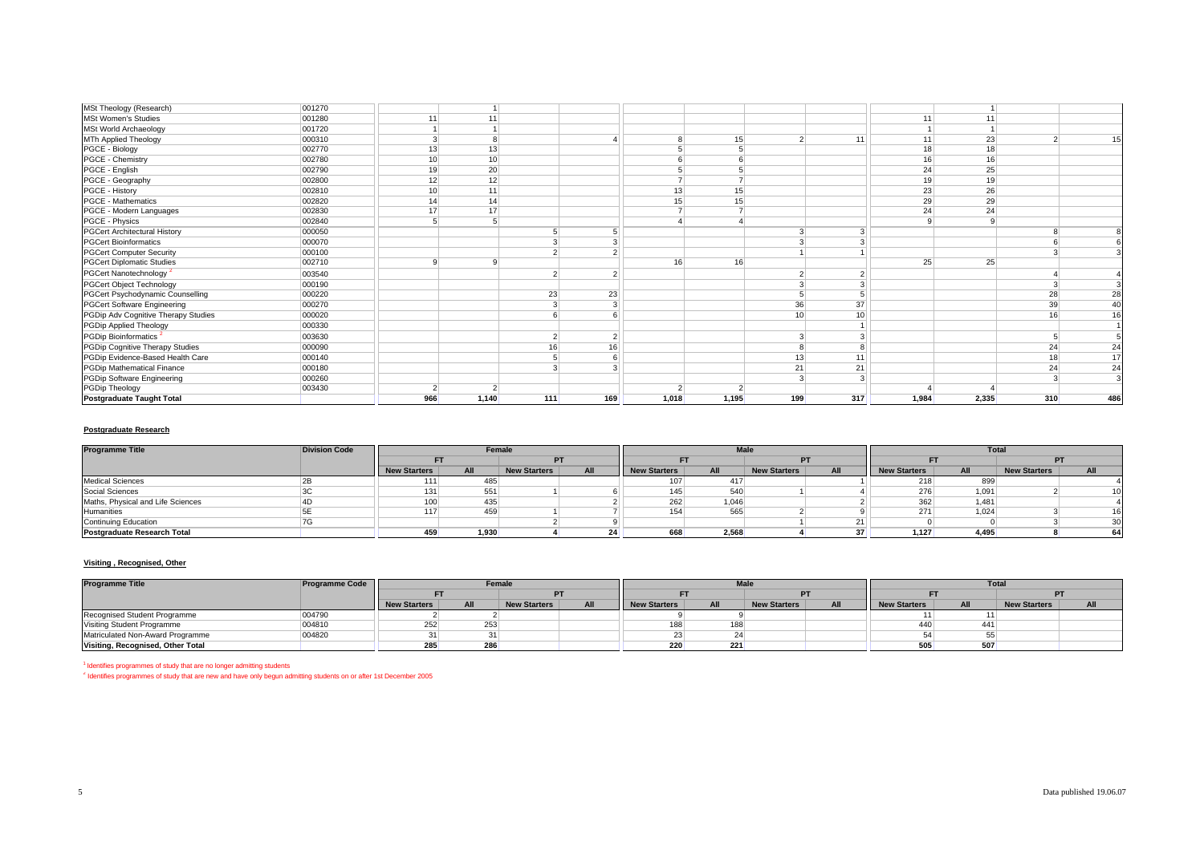| Programme Title | Programme Code | Female | | | | Male | | | | Total | | | |
|---|---|---|---|---|---|---|---|---|---|---|---|---|---|
| | | FT | | PT | | FT | | PT | | FT | | PT | |
| | | New Starters | All | New Starters | All | New Starters | All | New Starters | All | New Starters | All | New Starters | All |
| MSt Theology (Research) | 001270 | | 1 | | | | | | | | 1 | | |
| MSt Women's Studies | 001280 | 11 | 11 | | | | | | | 11 | 11 | | |
| MSt World Archaeology | 001720 | 1 | 1 | | | | | | | 1 | 1 | | |
| MTh Applied Theology | 000310 | 3 | 8 | | 4 | 8 | 15 | 2 | 11 | 11 | 23 | 2 | 15 |
| PGCE - Biology | 002770 | 13 | 13 | | | 5 | 5 | | | 18 | 18 | | |
| PGCE - Chemistry | 002780 | 10 | 10 | | | 6 | 6 | | | 16 | 16 | | |
| PGCE - English | 002790 | 19 | 20 | | | 5 | 5 | | | 24 | 25 | | |
| PGCE - Geography | 002800 | 12 | 12 | | | 7 | 7 | | | 19 | 19 | | |
| PGCE - History | 002810 | 10 | 11 | | | 13 | 15 | | | 23 | 26 | | |
| PGCE - Mathematics | 002820 | 14 | 14 | | | 15 | 15 | | | 29 | 29 | | |
| PGCE - Modern Languages | 002830 | 17 | 17 | | | 7 | 7 | | | 24 | 24 | | |
| PGCE - Physics | 002840 | 5 | 5 | | | 4 | 4 | | | 9 | 9 | | |
| PGCert Architectural History | 000050 | | | 5 | 5 | | | 3 | 3 | | | 8 | 8 |
| PGCert Bioinformatics | 000070 | | | 3 | 3 | | | 3 | 3 | | | 6 | 6 |
| PGCert Computer Security | 000100 | | | 2 | 2 | | | 1 | 1 | | | 3 | 3 |
| PGCert Diplomatic Studies | 002710 | 9 | 9 | | | 16 | 16 | | | 25 | 25 | | |
| PGCert Nanotechnology [2] | 003540 | | | 2 | 2 | | | 2 | 2 | | | 4 | 4 |
| PGCert Object Technology | 000190 | | | | | | | 3 | 3 | | | 3 | 3 |
| PGCert Psychodynamic Counselling | 000220 | | | 23 | 23 | | | 5 | 5 | | | 28 | 28 |
| PGCert Software Engineering | 000270 | | | 3 | 3 | | | 36 | 37 | | | 39 | 40 |
| PGDip Adv Cognitive Therapy Studies | 000020 | | | 6 | 6 | | | 10 | 10 | | | 16 | 16 |
| PGDip Applied Theology | 000330 | | | | | | | | 1 | | | | 1 |
| PGDip Bioinformatics [2] | 003630 | | | 2 | 2 | | | 3 | 3 | | | 5 | 5 |
| PGDip Cognitive Therapy Studies | 000090 | | | 16 | 16 | | | 8 | 8 | | | 24 | 24 |
| PGDip Evidence-Based Health Care | 000140 | | | 5 | 6 | | | 13 | 11 | | | 18 | 17 |
| PGDip Mathematical Finance | 000180 | | | 3 | 3 | | | 21 | 21 | | | 24 | 24 |
| PGDip Software Engineering | 000260 | | | | | | | 3 | 3 | | | 3 | 3 |
| PGDip Theology | 003430 | 2 | 2 | | | 2 | 2 | | | 4 | 4 | | |
| **Postgraduate Taught Total** | | **966** | **1,140** | **111** | **169** | **1,018** | **1,195** | **199** | **317** | **1,984** | **2,335** | **310** | **486** |

**Postgraduate Research**

| Programme Title | Division Code | Female | | | | Male | | | | Total | | | |
|---|---|---|---|---|---|---|---|---|---|---|---|---|---|
| | | FT | | PT | | FT | | PT | | FT | | PT | |
| | | New Starters | All | New Starters | All | New Starters | All | New Starters | All | New Starters | All | New Starters | All |
| Medical Sciences | 2B | 111 | 485 | | | 107 | 417 | | 1 | 218 | 899 | | 4 |
| Social Sciences | 3C | 131 | 551 | 1 | 6 | 145 | 540 | 1 | 4 | 276 | 1,091 | 2 | 10 |
| Maths, Physical and Life Sciences | 4D | 100 | 435 | | 2 | 262 | 1,046 | | 2 | 362 | 1,481 | | 4 |
| Humanities | 5E | 117 | 459 | 1 | 7 | 154 | 565 | 2 | 9 | 271 | 1,024 | 3 | 16 |
| Continuing Education | 7G | | | 2 | 9 | | | 1 | 21 | 0 | 0 | 3 | 30 |
| **Postgraduate Research Total** | | **459** | **1,930** | **4** | **24** | **668** | **2,568** | **4** | **37** | **1,127** | **4,495** | **8** | **64** |

**Visiting , Recognised, Other**

| Programme Title | Programme Code | Female | | | | Male | | | | Total | | | |
|---|---|---|---|---|---|---|---|---|---|---|---|---|---|
| | | FT | | PT | | FT | | PT | | FT | | PT | |
| | | New Starters | All | New Starters | All | New Starters | All | New Starters | All | New Starters | All | New Starters | All |
| Recognised Student Programme | 004790 | 2 | 2 | | | 9 | 9 | | | 11 | 11 | | |
| Visiting Student Programme | 004810 | 252 | 253 | | | 188 | 188 | | | 440 | 441 | | |
| Matriculated Non-Award Programme | 004820 | 31 | 31 | | | 23 | 24 | | | 54 | 55 | | |
| **Visiting, Recognised, Other Total** | | **285** | **286** | | | **220** | **221** | | | **505** | **507** | | |

[1] Identifies programmes of study that are no longer admitting students

[2] Identifies programmes of study that are new and have only begun admitting students on or after 1st December 2005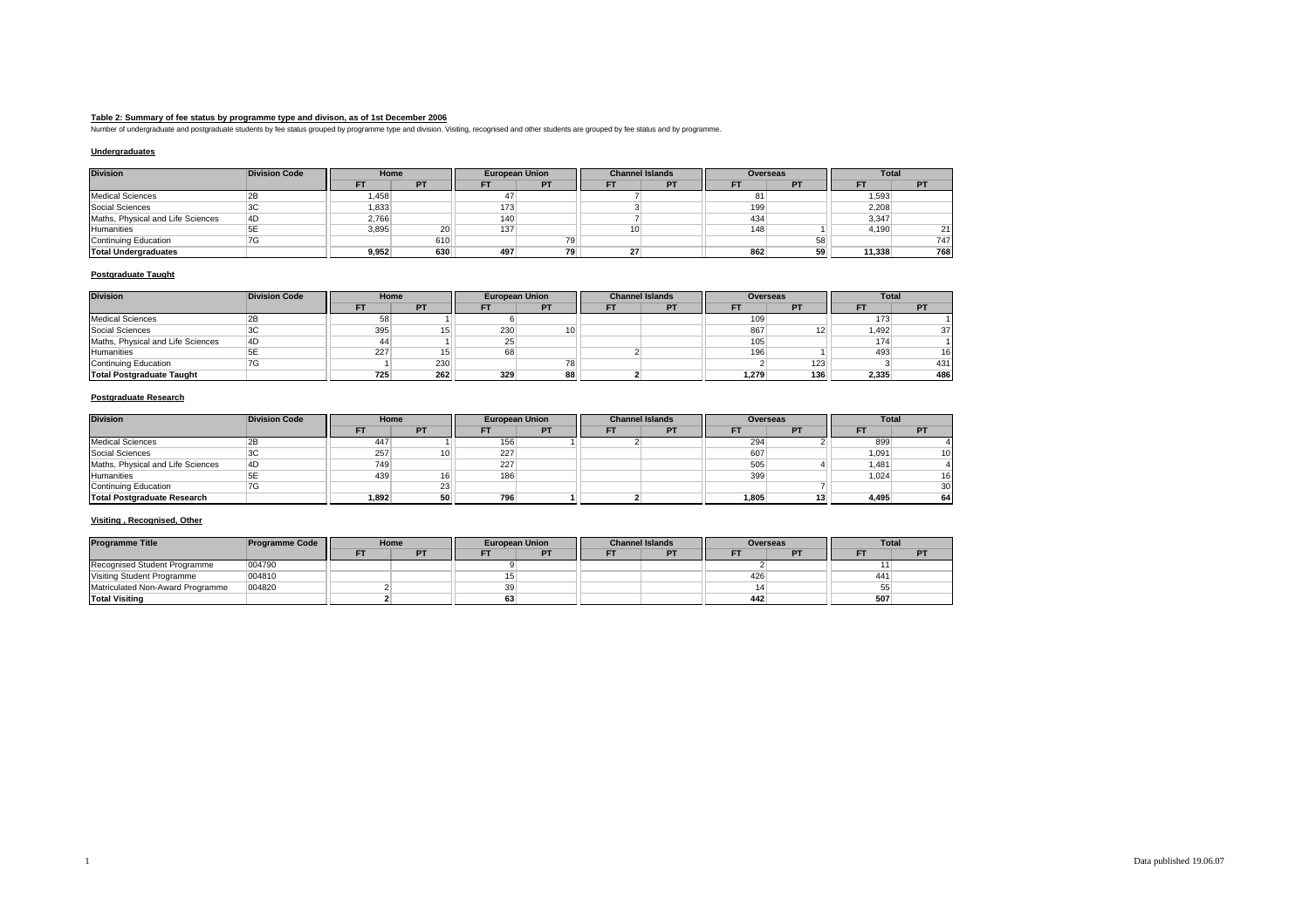**Table 2: Summary of fee status by programme type and divison, as of 1st December 2006**

Number of undergraduate and postgraduate students by fee status grouped by programme type and division. Visiting, recognised and other students are grouped by fee status and by programme.

**Undergraduates**

| Division | Division Code | Home | | European Union | | Channel Islands | | Overseas | | Total | |
|---|---|---|---|---|---|---|---|---|---|---|---|
| | | FT | PT | FT | PT | FT | PT | FT | PT | FT | PT |
| Medical Sciences | 2B | 1,458 | | 47 | | 7 | | 81 | | 1,593 | |
| Social Sciences | 3C | 1,833 | | 173 | | 3 | | 199 | | 2,208 | |
| Maths, Physical and Life Sciences | 4D | 2,766 | | 140 | | 7 | | 434 | | 3,347 | |
| Humanities | 5E | 3,895 | 20 | 137 | | 10 | | 148 | 1 | 4,190 | 21 |
| Continuing Education | 7G | | 610 | | 79 | | | | 58 | | 747 |
| **Total Undergraduates** | | **9,952** | **630** | **497** | **79** | **27** | | **862** | **59** | **11,338** | **768** |

**Postgraduate Taught**

| Division | Division Code | Home | | European Union | | Channel Islands | | Overseas | | Total | |
|---|---|---|---|---|---|---|---|---|---|---|---|
| | | FT | PT | FT | PT | FT | PT | FT | PT | FT | PT |
| Medical Sciences | 2B | 58 | 1 | 6 | | | | 109 | | 173 | 1 |
| Social Sciences | 3C | 395 | 15 | 230 | 10 | | | 867 | 12 | 1,492 | 37 |
| Maths, Physical and Life Sciences | 4D | 44 | 1 | 25 | | | | 105 | | 174 | 1 |
| Humanities | 5E | 227 | 15 | 68 | | 2 | | 196 | 1 | 493 | 16 |
| Continuing Education | 7G | 1 | 230 | | 78 | | | 2 | 123 | 3 | 431 |
| **Total Postgraduate Taught** | | **725** | **262** | **329** | **88** | **2** | | **1,279** | **136** | **2,335** | **486** |

**Postgraduate Research**

| Division | Division Code | Home | | European Union | | Channel Islands | | Overseas | | Total | |
|---|---|---|---|---|---|---|---|---|---|---|---|
| | | FT | PT | FT | PT | FT | PT | FT | PT | FT | PT |
| Medical Sciences | 2B | 447 | 1 | 156 | 1 | 2 | | 294 | 2 | 899 | 4 |
| Social Sciences | 3C | 257 | 10 | 227 | | | | 607 | | 1,091 | 10 |
| Maths, Physical and Life Sciences | 4D | 749 | | 227 | | | | 505 | 4 | 1,481 | 4 |
| Humanities | 5E | 439 | 16 | 186 | | | | 399 | | 1,024 | 16 |
| Continuing Education | 7G | | 23 | | | | | | 7 | | 30 |
| **Total Postgraduate Research** | | **1,892** | **50** | **796** | **1** | **2** | | **1,805** | **13** | **4,495** | **64** |

**Visiting , Recognised, Other**

| Programme Title | Programme Code | Home | | European Union | | Channel Islands | | Overseas | | Total | |
|---|---|---|---|---|---|---|---|---|---|---|---|
| | | FT | PT | FT | PT | FT | PT | FT | PT | FT | PT |
| Recognised Student Programme | 004790 | | | 9 | | | | 2 | | 11 | |
| Visiting Student Programme | 004810 | | | 15 | | | | 426 | | 441 | |
| Matriculated Non-Award Programme | 004820 | 2 | | 39 | | | | 14 | | 55 | |
| **Total Visiting** | | **2** | | **63** | | | | **442** | | **507** | |

Data published 19.06.07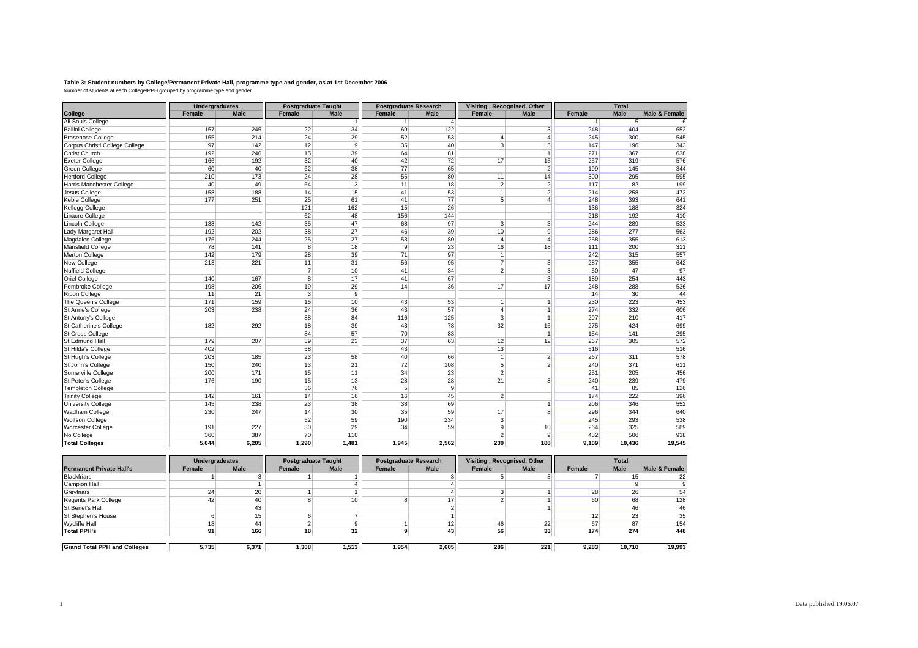**Table 3: Student numbers by College/Permanent Private Hall, programme type and gender, as at 1st December 2006**

Number of students at each College/PPH grouped by programme type and gender

| | Undergraduates | | Postgraduate Taught | | Postgraduate Research | | Visiting , Recognised, Other | | Total | | |
|---|---|---|---|---|---|---|---|---|---|---|---|
| **College** | Female | Male | Female | Male | Female | Male | Female | Male | Female | Male | Male & Female |
| All Souls College | | | | 1 | 1 | 4 | | | 1 | 5 | 6 |
| Balliol College | 157 | 245 | 22 | 34 | 69 | 122 | | 3 | 248 | 404 | 652 |
| Brasenose College | 165 | 214 | 24 | 29 | 52 | 53 | 4 | 4 | 245 | 300 | 545 |
| Corpus Christi College College | 97 | 142 | 12 | 9 | 35 | 40 | 3 | 5 | 147 | 196 | 343 |
| Christ Church | 192 | 246 | 15 | 39 | 64 | 81 | | 1 | 271 | 367 | 638 |
| Exeter College | 166 | 192 | 32 | 40 | 42 | 72 | 17 | 15 | 257 | 319 | 576 |
| Green College | 60 | 40 | 62 | 38 | 77 | 65 | | 2 | 199 | 145 | 344 |
| Hertford College | 210 | 173 | 24 | 28 | 55 | 80 | 11 | 14 | 300 | 295 | 595 |
| Harris Manchester College | 40 | 49 | 64 | 13 | 11 | 18 | 2 | 2 | 117 | 82 | 199 |
| Jesus College | 158 | 188 | 14 | 15 | 41 | 53 | 1 | 2 | 214 | 258 | 472 |
| Keble College | 177 | 251 | 25 | 61 | 41 | 77 | 5 | 4 | 248 | 393 | 641 |
| Kellogg College | | | 121 | 162 | 15 | 26 | | | 136 | 188 | 324 |
| Linacre College | | | 62 | 48 | 156 | 144 | | | 218 | 192 | 410 |
| Lincoln College | 138 | 142 | 35 | 47 | 68 | 97 | 3 | 3 | 244 | 289 | 533 |
| Lady Margaret Hall | 192 | 202 | 38 | 27 | 46 | 39 | 10 | 9 | 286 | 277 | 563 |
| Magdalen College | 176 | 244 | 25 | 27 | 53 | 80 | 4 | 4 | 258 | 355 | 613 |
| Mansfield College | 78 | 141 | 8 | 18 | 9 | 23 | 16 | 18 | 111 | 200 | 311 |
| Merton College | 142 | 179 | 28 | 39 | 71 | 97 | 1 | | 242 | 315 | 557 |
| New College | 213 | 221 | 11 | 31 | 56 | 95 | 7 | 8 | 287 | 355 | 642 |
| Nuffield College | | | 7 | 10 | 41 | 34 | 2 | 3 | 50 | 47 | 97 |
| Oriel College | 140 | 167 | 8 | 17 | 41 | 67 | | 3 | 189 | 254 | 443 |
| Pembroke College | 198 | 206 | 19 | 29 | 14 | 36 | 17 | 17 | 248 | 288 | 536 |
| Ripon College | 11 | 21 | 3 | 9 | | | | | 14 | 30 | 44 |
| The Queen's College | 171 | 159 | 15 | 10 | 43 | 53 | 1 | 1 | 230 | 223 | 453 |
| St Anne's College | 203 | 238 | 24 | 36 | 43 | 57 | 4 | 1 | 274 | 332 | 606 |
| St Antony's College | | | 88 | 84 | 116 | 125 | 3 | 1 | 207 | 210 | 417 |
| St Catherine's College | 182 | 292 | 18 | 39 | 43 | 78 | 32 | 15 | 275 | 424 | 699 |
| St Cross College | | | 84 | 57 | 70 | 83 | | 1 | 154 | 141 | 295 |
| St Edmund Hall | 179 | 207 | 39 | 23 | 37 | 63 | 12 | 12 | 267 | 305 | 572 |
| St Hilda's College | 402 | | 58 | | 43 | | 13 | | 516 | | 516 |
| St Hugh's College | 203 | 185 | 23 | 58 | 40 | 66 | 1 | 2 | 267 | 311 | 578 |
| St John's College | 150 | 240 | 13 | 21 | 72 | 108 | 5 | 2 | 240 | 371 | 611 |
| Somerville College | 200 | 171 | 15 | 11 | 34 | 23 | 2 | | 251 | 205 | 456 |
| St Peter's College | 176 | 190 | 15 | 13 | 28 | 28 | 21 | 8 | 240 | 239 | 479 |
| Templeton College | | | 36 | 76 | 5 | 9 | | | 41 | 85 | 126 |
| Trinity College | 142 | 161 | 14 | 16 | 16 | 45 | 2 | | 174 | 222 | 396 |
| University College | 145 | 238 | 23 | 38 | 38 | 69 | | 1 | 206 | 346 | 552 |
| Wadham College | 230 | 247 | 14 | 30 | 35 | 59 | 17 | 8 | 296 | 344 | 640 |
| Wolfson College | | | 52 | 59 | 190 | 234 | 3 | | 245 | 293 | 538 |
| Worcester College | 191 | 227 | 30 | 29 | 34 | 59 | 9 | 10 | 264 | 325 | 589 |
| No College | 360 | 387 | 70 | 110 | | | 2 | 9 | 432 | 506 | 938 |
| **Total Colleges** | **5,644** | **6,205** | **1,290** | **1,481** | **1,945** | **2,562** | **230** | **188** | **9,109** | **10,436** | **19,545** |

| | Undergraduates | | Postgraduate Taught | | Postgraduate Research | | Visiting , Recognised, Other | | Total | | |
|---|---|---|---|---|---|---|---|---|---|---|---|
| **Permanent Private Hall's** | Female | Male | Female | Male | Female | Male | Female | Male | Female | Male | Male & Female |
| Blackfriars | 1 | 3 | 1 | 1 | | 3 | 5 | 8 | 7 | 15 | 22 |
| Campion Hall | | 1 | | 4 | | 4 | | | | 9 | 9 |
| Greyfriars | 24 | 20 | 1 | 1 | | 4 | 3 | 1 | 28 | 26 | 54 |
| Regents Park College | 42 | 40 | 8 | 10 | 8 | 17 | 2 | 1 | 60 | 68 | 128 |
| St Benet's Hall | | 43 | | | | 2 | | 1 | | 46 | 46 |
| St Stephen's House | 6 | 15 | 6 | 7 | | 1 | | | 12 | 23 | 35 |
| Wycliffe Hall | 18 | 44 | 2 | 9 | 1 | 12 | 46 | 22 | 67 | 87 | 154 |
| **Total PPH's** | **91** | **166** | **18** | **32** | **9** | **43** | **56** | **33** | **174** | **274** | **448** |
| **Grand Total PPH and Colleges** | **5,735** | **6,371** | **1,308** | **1,513** | **1,954** | **2,605** | **286** | **221** | **9,283** | **10,710** | **19,993** |

Data published 19.06.07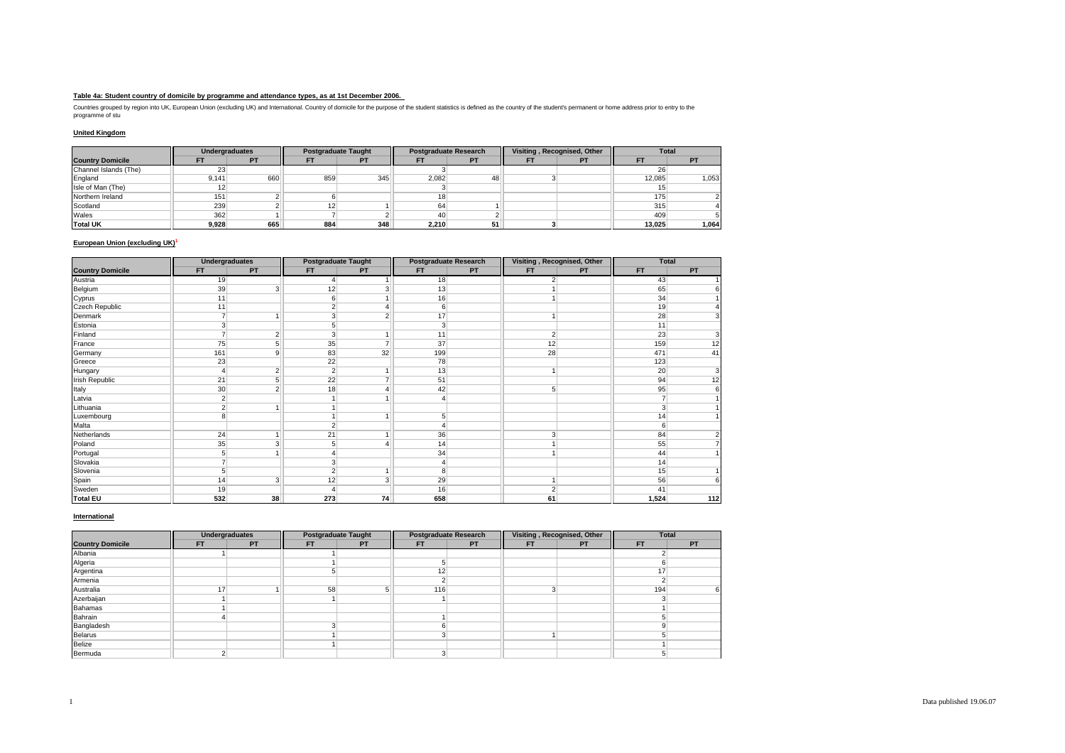**Table 4a: Student country of domicile by programme and attendance types, as at 1st December 2006.**

Countries grouped by region into UK, European Union (excluding UK) and International. Country of domicile for the purpose of the student statistics is defined as the country of the student's permanent or home address prior to entry to the programme of stu

**United Kingdom**

| | Undergraduates | | Postgraduate Taught | | Postgraduate Research | | Visiting , Recognised, Other | | Total | |
|---|---|---|---|---|---|---|---|---|---|---|
| **Country Domicile** | FT | PT | FT | PT | FT | PT | FT | PT | FT | PT |
| Channel Islands (The) | 23 | | | | 3 | | | | 26 | |
| England | 9,141 | 660 | 859 | 345 | 2,082 | 48 | 3 | | 12,085 | 1,053 |
| Isle of Man (The) | 12 | | | | 3 | | | | 15 | |
| Northern Ireland | 151 | 2 | 6 | | 18 | | | | 175 | 2 |
| Scotland | 239 | 2 | 12 | 1 | 64 | 1 | | | 315 | 4 |
| Wales | 362 | 1 | 7 | 2 | 40 | 2 | | | 409 | 5 |
| **Total UK** | **9,928** | **665** | **884** | **348** | **2,210** | **51** | **3** | | **13,025** | **1,064** |

**European Union (excluding UK)**[1]

| | Undergraduates | | Postgraduate Taught | | Postgraduate Research | | Visiting , Recognised, Other | | Total | |
|---|---|---|---|---|---|---|---|---|---|---|
| **Country Domicile** | FT | PT | FT | PT | FT | PT | FT | PT | FT | PT |
| Austria | 19 | | 4 | 1 | 18 | | 2 | | 43 | 1 |
| Belgium | 39 | 3 | 12 | 3 | 13 | | 1 | | 65 | 6 |
| Cyprus | 11 | | 6 | 1 | 16 | | 1 | | 34 | 1 |
| Czech Republic | 11 | | 2 | 4 | 6 | | | | 19 | 4 |
| Denmark | 7 | 1 | 3 | 2 | 17 | | 1 | | 28 | 3 |
| Estonia | 3 | | 5 | | 3 | | | | 11 | |
| Finland | 7 | 2 | 3 | 1 | 11 | | 2 | | 23 | 3 |
| France | 75 | 5 | 35 | 7 | 37 | | 12 | | 159 | 12 |
| Germany | 161 | 9 | 83 | 32 | 199 | | 28 | | 471 | 41 |
| Greece | 23 | | 22 | | 78 | | | | 123 | |
| Hungary | 4 | 2 | 2 | 1 | 13 | | 1 | | 20 | 3 |
| Irish Republic | 21 | 5 | 22 | 7 | 51 | | | | 94 | 12 |
| Italy | 30 | 2 | 18 | 4 | 42 | | 5 | | 95 | 6 |
| Latvia | 2 | | 1 | 1 | 4 | | | | 7 | 1 |
| Lithuania | 2 | 1 | 1 | | | | | | 3 | 1 |
| Luxembourg | 8 | | 1 | 1 | 5 | | | | 14 | 1 |
| Malta | | | 2 | | 4 | | | | 6 | |
| Netherlands | 24 | 1 | 21 | 1 | 36 | | 3 | | 84 | 2 |
| Poland | 35 | 3 | 5 | 4 | 14 | | 1 | | 55 | 7 |
| Portugal | 5 | 1 | 4 | | 34 | | 1 | | 44 | 1 |
| Slovakia | 7 | | 3 | | 4 | | | | 14 | |
| Slovenia | 5 | | 2 | 1 | 8 | | | | 15 | 1 |
| Spain | 14 | 3 | 12 | 3 | 29 | | 1 | | 56 | 6 |
| Sweden | 19 | | 4 | | 16 | | 2 | | 41 | |
| **Total EU** | **532** | **38** | **273** | **74** | **658** | | **61** | | **1,524** | **112** |

**International**

| | Undergraduates | | Postgraduate Taught | | Postgraduate Research | | Visiting , Recognised, Other | | Total | |
|---|---|---|---|---|---|---|---|---|---|---|
| **Country Domicile** | FT | PT | FT | PT | FT | PT | FT | PT | FT | PT |
| Albania | 1 | | 1 | | | | | | 2 | |
| Algeria | | | 1 | | 5 | | | | 6 | |
| Argentina | | | 5 | | 12 | | | | 17 | |
| Armenia | | | | | 2 | | | | 2 | |
| Australia | 17 | 1 | 58 | 5 | 116 | | 3 | | 194 | 6 |
| Azerbaijan | 1 | | 1 | | 1 | | | | 3 | |
| Bahamas | 1 | | | | | | | | 1 | |
| Bahrain | 4 | | | | 1 | | | | 5 | |
| Bangladesh | | | 3 | | 6 | | | | 9 | |
| Belarus | | | 1 | | 3 | | 1 | | 5 | |
| Belize | | | 1 | | | | | | 1 | |
| Bermuda | 2 | | | | 3 | | | | 5 | |

Data published 19.06.07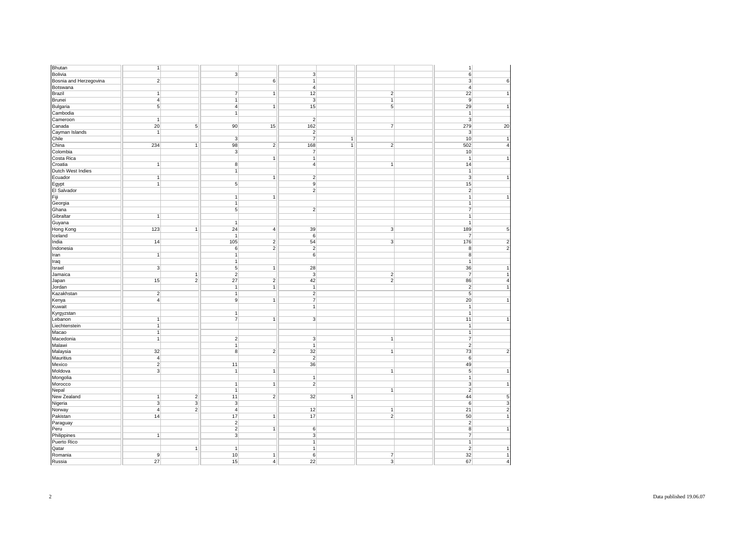| | | | | | | | | | | |
|---|---|---|---|---|---|---|---|---|---|---|
| Bhutan | 1 | | | | | | | | 1 | |
| Bolivia | | | 3 | | 3 | | | | 6 | |
| Bosnia and Herzegovina | 2 | | | 6 | 1 | | | | 3 | 6 |
| Botswana | | | | | 4 | | | | 4 | |
| Brazil | 1 | | 7 | 1 | 12 | | 2 | | 22 | 1 |
| Brunei | 4 | | 1 | | 3 | | 1 | | 9 | |
| Bulgaria | 5 | | 4 | 1 | 15 | | 5 | | 29 | 1 |
| Cambodia | | | 1 | | | | | | 1 | |
| Cameroon | 1 | | | | 2 | | | | 3 | |
| Canada | 20 | 5 | 90 | 15 | 162 | | 7 | | 279 | 20 |
| Cayman Islands | 1 | | | | 2 | | | | 3 | |
| Chile | | | 3 | | 7 | 1 | | | 10 | 1 |
| China | 234 | 1 | 98 | 2 | 168 | 1 | 2 | | 502 | 4 |
| Colombia | | | 3 | | 7 | | | | 10 | |
| Costa Rica | | | | 1 | 1 | | | | 1 | 1 |
| Croatia | 1 | | 8 | | 4 | | 1 | | 14 | |
| Dutch West Indies | | | 1 | | | | | | 1 | |
| Ecuador | 1 | | | 1 | 2 | | | | 3 | 1 |
| Egypt | 1 | | 5 | | 9 | | | | 15 | |
| El Salvador | | | | | 2 | | | | 2 | |
| Fiji | | | 1 | 1 | | | | | 1 | 1 |
| Georgia | | | 1 | | | | | | 1 | |
| Ghana | | | 5 | | 2 | | | | 7 | |
| Gibraltar | 1 | | | | | | | | 1 | |
| Guyana | | | 1 | | | | | | 1 | |
| Hong Kong | 123 | 1 | 24 | 4 | 39 | | 3 | | 189 | 5 |
| Iceland | | | 1 | | 6 | | | | 7 | |
| India | 14 | | 105 | 2 | 54 | | 3 | | 176 | 2 |
| Indonesia | | | 6 | 2 | 2 | | | | 8 | 2 |
| Iran | 1 | | 1 | | 6 | | | | 8 | |
| Iraq | | | 1 | | | | | | 1 | |
| Israel | 3 | | 5 | 1 | 28 | | | | 36 | 1 |
| Jamaica | | 1 | 2 | | 3 | | 2 | | 7 | 1 |
| Japan | 15 | 2 | 27 | 2 | 42 | | 2 | | 86 | 4 |
| Jordan | | | 1 | 1 | 1 | | | | 2 | 1 |
| Kazakhstan | 2 | | 1 | | 2 | | | | 5 | |
| Kenya | 4 | | 9 | 1 | 7 | | | | 20 | 1 |
| Kuwait | | | | | 1 | | | | 1 | |
| Kyrgyzstan | | | 1 | | | | | | 1 | |
| Lebanon | 1 | | 7 | 1 | 3 | | | | 11 | 1 |
| Liechtenstein | 1 | | | | | | | | 1 | |
| Macao | 1 | | | | | | | | 1 | |
| Macedonia | 1 | | 2 | | 3 | | 1 | | 7 | |
| Malawi | | | 1 | | 1 | | | | 2 | |
| Malaysia | 32 | | 8 | 2 | 32 | | 1 | | 73 | 2 |
| Mauritius | 4 | | | | 2 | | | | 6 | |
| Mexico | 2 | | 11 | | 36 | | | | 49 | |
| Moldova | 3 | | 1 | 1 | | | 1 | | 5 | 1 |
| Mongolia | | | | | 1 | | | | 1 | |
| Morocco | | | 1 | 1 | 2 | | | | 3 | 1 |
| Nepal | | | 1 | | | | 1 | | 2 | |
| New Zealand | 1 | 2 | 11 | 2 | 32 | 1 | | | 44 | 5 |
| Nigeria | 3 | 3 | 3 | | | | | | 6 | 3 |
| Norway | 4 | 2 | 4 | | 12 | | 1 | | 21 | 2 |
| Pakistan | 14 | | 17 | 1 | 17 | | 2 | | 50 | 1 |
| Paraguay | | | 2 | | | | | | 2 | |
| Peru | | | 2 | 1 | 6 | | | | 8 | 1 |
| Philippines | 1 | | 3 | | 3 | | | | 7 | |
| Puerto Rico | | | | | 1 | | | | 1 | |
| Qatar | | 1 | 1 | | 1 | | | | 2 | 1 |
| Romania | 9 | | 10 | 1 | 6 | | 7 | | 32 | 1 |
| Russia | 27 | | 15 | 4 | 22 | | 3 | | 67 | 4 |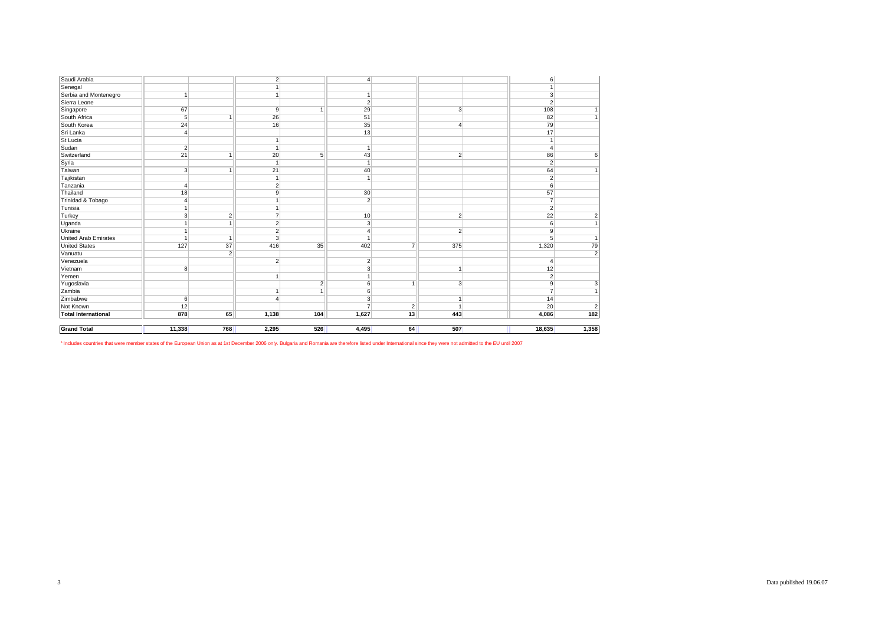| | | | | | | | | | | |
|---|---|---|---|---|---|---|---|---|---|---|
| Saudi Arabia | | | 2 | | 4 | | | | 6 | |
| Senegal | | | 1 | | | | | | 1 | |
| Serbia and Montenegro | 1 | | 1 | | 1 | | | | 3 | |
| Sierra Leone | | | | | 2 | | | | 2 | |
| Singapore | 67 | | 9 | 1 | 29 | | 3 | | 108 | 1 |
| South Africa | 5 | 1 | 26 | | 51 | | | | 82 | 1 |
| South Korea | 24 | | 16 | | 35 | | 4 | | 79 | |
| Sri Lanka | 4 | | | | 13 | | | | 17 | |
| St Lucia | | | 1 | | | | | | 1 | |
| Sudan | 2 | | 1 | | 1 | | | | 4 | |
| Switzerland | 21 | 1 | 20 | 5 | 43 | | 2 | | 86 | 6 |
| Syria | | | 1 | | 1 | | | | 2 | |
| Taiwan | 3 | 1 | 21 | | 40 | | | | 64 | 1 |
| Tajikistan | | | 1 | | 1 | | | | 2 | |
| Tanzania | 4 | | 2 | | | | | | 6 | |
| Thailand | 18 | | 9 | | 30 | | | | 57 | |
| Trinidad & Tobago | 4 | | 1 | | 2 | | | | 7 | |
| Tunisia | 1 | | 1 | | | | | | 2 | |
| Turkey | 3 | 2 | 7 | | 10 | | 2 | | 22 | 2 |
| Uganda | 1 | 1 | 2 | | 3 | | | | 6 | 1 |
| Ukraine | 1 | | 2 | | 4 | | 2 | | 9 | |
| United Arab Emirates | 1 | 1 | 3 | | 1 | | | | 5 | 1 |
| United States | 127 | 37 | 416 | 35 | 402 | 7 | 375 | | 1,320 | 79 |
| Vanuatu | | 2 | | | | | | | | 2 |
| Venezuela | | | 2 | | 2 | | | | 4 | |
| Vietnam | 8 | | | | 3 | | 1 | | 12 | |
| Yemen | | | 1 | | 1 | | | | 2 | |
| Yugoslavia | | | | 2 | 6 | 1 | 3 | | 9 | 3 |
| Zambia | | | 1 | 1 | 6 | | | | 7 | 1 |
| Zimbabwe | 6 | | 4 | | 3 | | 1 | | 14 | |
| Not Known | 12 | | | | 7 | 2 | 1 | | 20 | 2 |
| **Total International** | **878** | **65** | **1,138** | **104** | **1,627** | **13** | **443** | | **4,086** | **182** |
| **Grand Total** | **11,338** | **768** | **2,295** | **526** | **4,495** | **64** | **507** | | **18,635** | **1,358** |

[4] Includes countries that were member states of the European Union as at 1st December 2006 only. Bulgaria and Romania are therefore listed under International since they were not admitted to the EU until 2007

Data published 19.06.07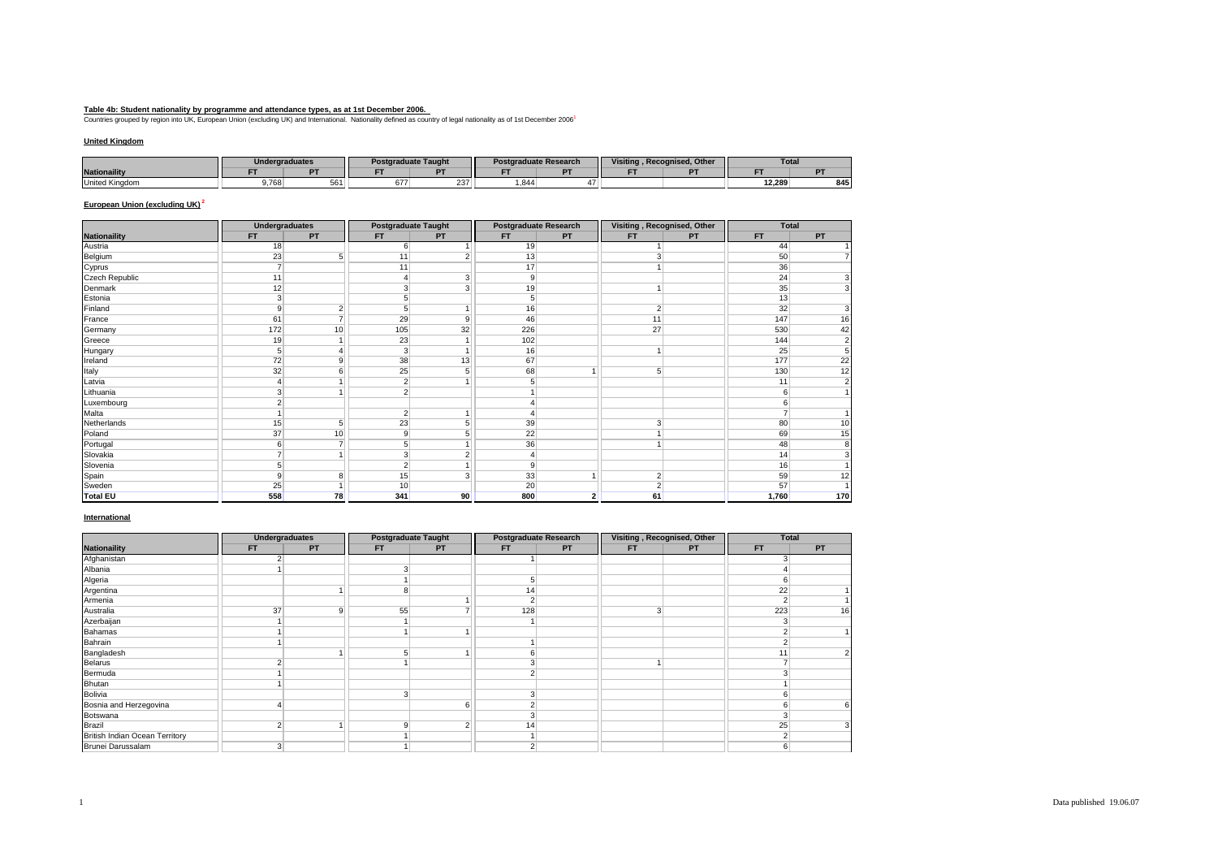**Table 4b: Student nationality by programme and attendance types, as at 1st December 2006.**

Countries grouped by region into UK, European Union (excluding UK) and International. Nationality defined as country of legal nationality as of 1st December 2006[1]

**United Kingdom**

| Nationaility | Undergraduates | | Postgraduate Taught | | Postgraduate Research | | Visiting , Recognised, Other | | Total | |
|---|---|---|---|---|---|---|---|---|---|---|
| | FT | PT | FT | PT | FT | PT | FT | PT | FT | PT |
| United Kingdom | 9,768 | 561 | 677 | 237 | 1,844 | 47 | | | **12,289** | **845** |

**European Union (excluding UK)[2]**

| Nationaility | Undergraduates | | Postgraduate Taught | | Postgraduate Research | | Visiting , Recognised, Other | | Total | |
|---|---|---|---|---|---|---|---|---|---|---|
| | FT | PT | FT | PT | FT | PT | FT | PT | FT | PT |
| Austria | 18 | | 6 | 1 | 19 | | 1 | | 44 | 1 |
| Belgium | 23 | 5 | 11 | 2 | 13 | | 3 | | 50 | 7 |
| Cyprus | 7 | | 11 | | 17 | | 1 | | 36 | |
| Czech Republic | 11 | | 4 | 3 | 9 | | | | 24 | 3 |
| Denmark | 12 | | 3 | 3 | 19 | | 1 | | 35 | 3 |
| Estonia | 3 | | 5 | | 5 | | | | 13 | |
| Finland | 9 | 2 | 5 | 1 | 16 | | 2 | | 32 | 3 |
| France | 61 | 7 | 29 | 9 | 46 | | 11 | | 147 | 16 |
| Germany | 172 | 10 | 105 | 32 | 226 | | 27 | | 530 | 42 |
| Greece | 19 | 1 | 23 | 1 | 102 | | | | 144 | 2 |
| Hungary | 5 | 4 | 3 | 1 | 16 | | 1 | | 25 | 5 |
| Ireland | 72 | 9 | 38 | 13 | 67 | | | | 177 | 22 |
| Italy | 32 | 6 | 25 | 5 | 68 | 1 | 5 | | 130 | 12 |
| Latvia | 4 | 1 | 2 | 1 | 5 | | | | 11 | 2 |
| Lithuania | 3 | 1 | 2 | | 1 | | | | 6 | 1 |
| Luxembourg | 2 | | | | 4 | | | | 6 | |
| Malta | 1 | | 2 | 1 | 4 | | | | 7 | 1 |
| Netherlands | 15 | 5 | 23 | 5 | 39 | | 3 | | 80 | 10 |
| Poland | 37 | 10 | 9 | 5 | 22 | | 1 | | 69 | 15 |
| Portugal | 6 | 7 | 5 | 1 | 36 | | 1 | | 48 | 8 |
| Slovakia | 7 | 1 | 3 | 2 | 4 | | | | 14 | 3 |
| Slovenia | 5 | | 2 | 1 | 9 | | | | 16 | 1 |
| Spain | 9 | 8 | 15 | 3 | 33 | 1 | 2 | | 59 | 12 |
| Sweden | 25 | 1 | 10 | | 20 | | 2 | | 57 | 1 |
| **Total EU** | **558** | **78** | **341** | **90** | **800** | **2** | **61** | | **1,760** | **170** |

**International**

| Nationaility | Undergraduates | | Postgraduate Taught | | Postgraduate Research | | Visiting , Recognised, Other | | Total | |
|---|---|---|---|---|---|---|---|---|---|---|
| | FT | PT | FT | PT | FT | PT | FT | PT | FT | PT |
| Afghanistan | 2 | | | | 1 | | | | 3 | |
| Albania | 1 | | 3 | | | | | | 4 | |
| Algeria | | | 1 | | 5 | | | | 6 | |
| Argentina | | 1 | 8 | | 14 | | | | 22 | 1 |
| Armenia | | | | 1 | 2 | | | | 2 | 1 |
| Australia | 37 | 9 | 55 | 7 | 128 | | 3 | | 223 | 16 |
| Azerbaijan | 1 | | 1 | | 1 | | | | 3 | |
| Bahamas | 1 | | 1 | 1 | | | | | 2 | 1 |
| Bahrain | 1 | | | | 1 | | | | 2 | |
| Bangladesh | | 1 | 5 | 1 | 6 | | | | 11 | 2 |
| Belarus | 2 | | 1 | | 3 | | 1 | | 7 | |
| Bermuda | 1 | | | | 2 | | | | 3 | |
| Bhutan | 1 | | | | | | | | 1 | |
| Bolivia | | | 3 | | 3 | | | | 6 | |
| Bosnia and Herzegovina | 4 | | | 6 | 2 | | | | 6 | 6 |
| Botswana | | | | | 3 | | | | 3 | |
| Brazil | 2 | 1 | 9 | 2 | 14 | | | | 25 | 3 |
| British Indian Ocean Territory | | | 1 | | 1 | | | | 2 | |
| Brunei Darussalam | 3 | | 1 | | 2 | | | | 6 | |

Data published 19.06.07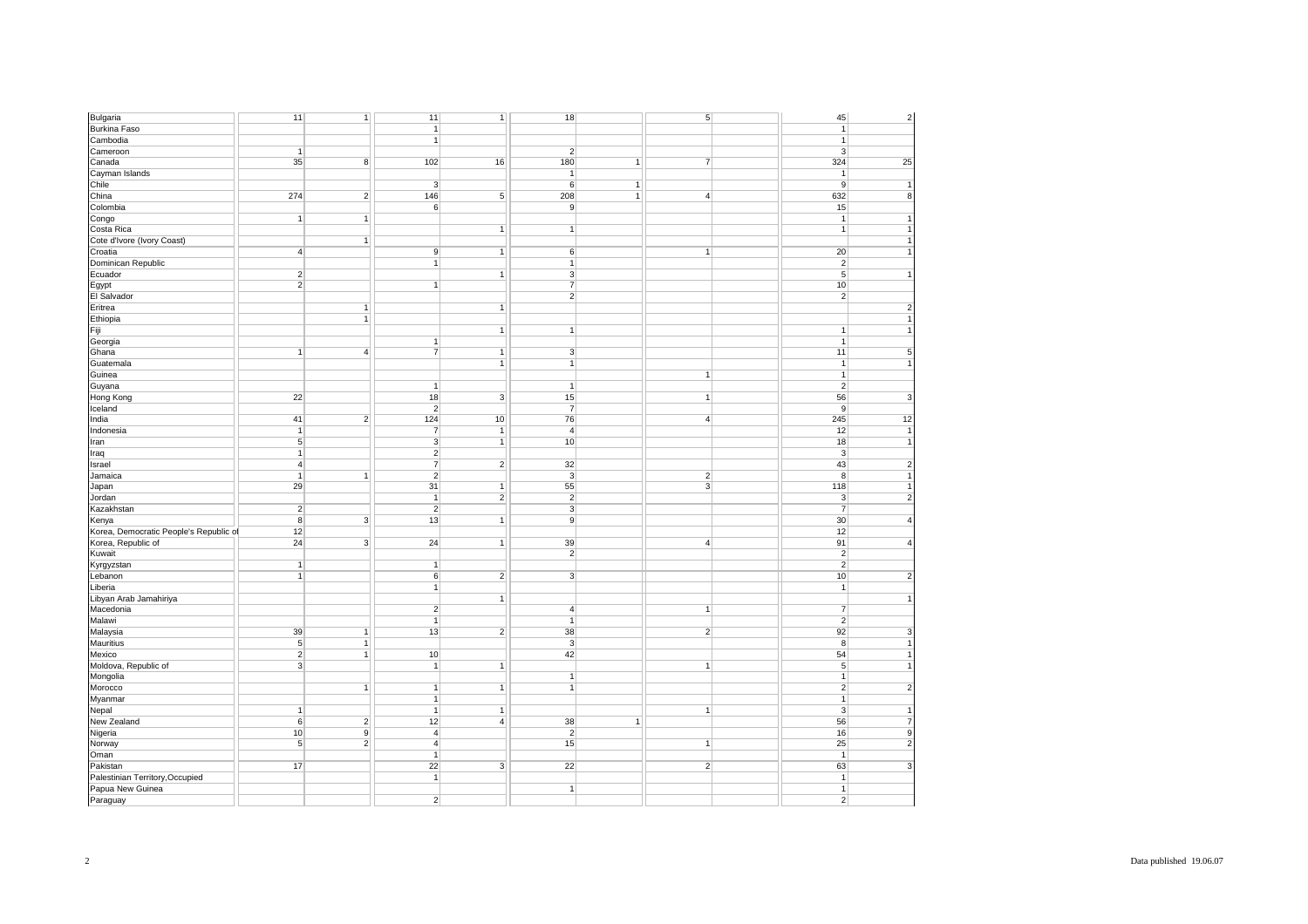| | | | | | | | | | | |
|---|---|---|---|---|---|---|---|---|---|---|
| Bulgaria | 11 | 1 | 11 | 1 | 18 | | 5 | | 45 | 2 |
| Burkina Faso | | | 1 | | | | | | 1 | |
| Cambodia | | | 1 | | | | | | 1 | |
| Cameroon | 1 | | | | 2 | | | | 3 | |
| Canada | 35 | 8 | 102 | 16 | 180 | 1 | 7 | | 324 | 25 |
| Cayman Islands | | | | | 1 | | | | 1 | |
| Chile | | | 3 | | 6 | 1 | | | 9 | 1 |
| China | 274 | 2 | 146 | 5 | 208 | 1 | 4 | | 632 | 8 |
| Colombia | | | 6 | | 9 | | | | 15 | |
| Congo | 1 | 1 | | | | | | | 1 | 1 |
| Costa Rica | | | | 1 | 1 | | | | 1 | 1 |
| Cote d'Ivore (Ivory Coast) | | 1 | | | | | | | | 1 |
| Croatia | 4 | | 9 | 1 | 6 | | 1 | | 20 | 1 |
| Dominican Republic | | | 1 | | 1 | | | | 2 | |
| Ecuador | 2 | | | 1 | 3 | | | | 5 | 1 |
| Egypt | 2 | | 1 | | 7 | | | | 10 | |
| El Salvador | | | | | 2 | | | | 2 | |
| Eritrea | | 1 | | 1 | | | | | | 2 |
| Ethiopia | | 1 | | | | | | | | 1 |
| Fiji | | | | 1 | 1 | | | | 1 | 1 |
| Georgia | | | 1 | | | | | | 1 | |
| Ghana | 1 | 4 | 7 | 1 | 3 | | | | 11 | 5 |
| Guatemala | | | | 1 | 1 | | | | 1 | 1 |
| Guinea | | | | | | | 1 | | 1 | |
| Guyana | | | 1 | | 1 | | | | 2 | |
| Hong Kong | 22 | | 18 | 3 | 15 | | 1 | | 56 | 3 |
| Iceland | | | 2 | | 7 | | | | 9 | |
| India | 41 | 2 | 124 | 10 | 76 | | 4 | | 245 | 12 |
| Indonesia | 1 | | 7 | 1 | 4 | | | | 12 | 1 |
| Iran | 5 | | 3 | 1 | 10 | | | | 18 | 1 |
| Iraq | 1 | | 2 | | | | | | 3 | |
| Israel | 4 | | 7 | 2 | 32 | | | | 43 | 2 |
| Jamaica | 1 | 1 | 2 | | 3 | | 2 | | 8 | 1 |
| Japan | 29 | | 31 | 1 | 55 | | 3 | | 118 | 1 |
| Jordan | | | 1 | 2 | 2 | | | | 3 | 2 |
| Kazakhstan | 2 | | 2 | | 3 | | | | 7 | |
| Kenya | 8 | 3 | 13 | 1 | 9 | | | | 30 | 4 |
| Korea, Democratic People's Republic of | 12 | | | | | | | | 12 | |
| Korea, Republic of | 24 | 3 | 24 | 1 | 39 | | 4 | | 91 | 4 |
| Kuwait | | | | | 2 | | | | 2 | |
| Kyrgyzstan | 1 | | 1 | | | | | | 2 | |
| Lebanon | 1 | | 6 | 2 | 3 | | | | 10 | 2 |
| Liberia | | | 1 | | | | | | 1 | |
| Libyan Arab Jamahiriya | | | | 1 | | | | | | 1 |
| Macedonia | | | 2 | | 4 | | 1 | | 7 | |
| Malawi | | | 1 | | 1 | | | | 2 | |
| Malaysia | 39 | 1 | 13 | 2 | 38 | | 2 | | 92 | 3 |
| Mauritius | 5 | 1 | | | 3 | | | | 8 | 1 |
| Mexico | 2 | 1 | 10 | | 42 | | | | 54 | 1 |
| Moldova, Republic of | 3 | | 1 | 1 | | | 1 | | 5 | 1 |
| Mongolia | | | | | 1 | | | | 1 | |
| Morocco | | 1 | 1 | 1 | 1 | | | | 2 | 2 |
| Myanmar | | | 1 | | | | | | 1 | |
| Nepal | 1 | | 1 | 1 | | | 1 | | 3 | 1 |
| New Zealand | 6 | 2 | 12 | 4 | 38 | 1 | | | 56 | 7 |
| Nigeria | 10 | 9 | 4 | | 2 | | | | 16 | 9 |
| Norway | 5 | 2 | 4 | | 15 | | 1 | | 25 | 2 |
| Oman | | | 1 | | | | | | 1 | |
| Pakistan | 17 | | 22 | 3 | 22 | | 2 | | 63 | 3 |
| Palestinian Territory,Occupied | | | 1 | | | | | | 1 | |
| Papua New Guinea | | | | | 1 | | | | 1 | |
| Paraguay | | | 2 | | | | | | 2 | |

Data published 19.06.07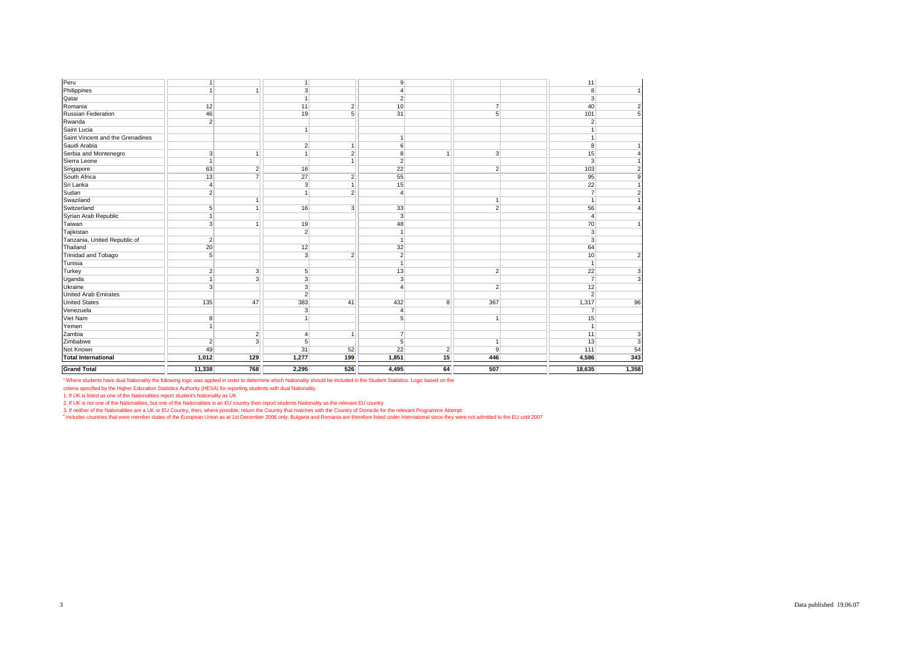| | | | | | | | | | | |
|---|---|---|---|---|---|---|---|---|---|---|
| Peru | 1 | | 1 | | 9 | | | | 11 | |
| Philippines | 1 | 1 | 3 | | 4 | | | | 8 | 1 |
| Qatar | | | 1 | | 2 | | | | 3 | |
| Romania | 12 | | 11 | 2 | 10 | | 7 | | 40 | 2 |
| Russian Federation | 46 | | 19 | 5 | 31 | | 5 | | 101 | 5 |
| Rwanda | 2 | | | | | | | | 2 | |
| Saint Lucia | | | 1 | | | | | | 1 | |
| Saint Vincent and the Grenadines | | | | | 1 | | | | 1 | |
| Saudi Arabia | | | 2 | 1 | 6 | | | | 8 | 1 |
| Serbia and Montenegro | 3 | 1 | 1 | 2 | 8 | 1 | 3 | | 15 | 4 |
| Sierra Leone | 1 | | | 1 | 2 | | | | 3 | 1 |
| Singapore | 63 | 2 | 16 | | 22 | | 2 | | 103 | 2 |
| South Africa | 13 | 7 | 27 | 2 | 55 | | | | 95 | 9 |
| Sri Lanka | 4 | | 3 | 1 | 15 | | | | 22 | 1 |
| Sudan | 2 | | 1 | 2 | 4 | | | | 7 | 2 |
| Swaziland | | 1 | | | | | 1 | | 1 | 1 |
| Switzerland | 5 | 1 | 16 | 3 | 33 | | 2 | | 56 | 4 |
| Syrian Arab Republic | 1 | | | | 3 | | | | 4 | |
| Taiwan | 3 | 1 | 19 | | 48 | | | | 70 | 1 |
| Tajikistan | | | 2 | | 1 | | | | 3 | |
| Tanzania, United Republic of | 2 | | | | 1 | | | | 3 | |
| Thailand | 20 | | 12 | | 32 | | | | 64 | |
| Trinidad and Tobago | 5 | | 3 | 2 | 2 | | | | 10 | 2 |
| Tunisia | | | | | 1 | | | | 1 | |
| Turkey | 2 | 3 | 5 | | 13 | | 2 | | 22 | 3 |
| Uganda | 1 | 3 | 3 | | 3 | | | | 7 | 3 |
| Ukraine | 3 | | 3 | | 4 | | 2 | | 12 | |
| United Arab Emirates | | | 2 | | | | | | 2 | |
| United States | 135 | 47 | 383 | 41 | 432 | 8 | 367 | | 1,317 | 96 |
| Venezuela | | | 3 | | 4 | | | | 7 | |
| Viet Nam | 8 | | 1 | | 5 | | 1 | | 15 | |
| Yemen | 1 | | | | | | | | 1 | |
| Zambia | | 2 | 4 | 1 | 7 | | | | 11 | 3 |
| Zimbabwe | 2 | 3 | 5 | | 5 | | 1 | | 13 | 3 |
| Not Known | 49 | | 31 | 52 | 22 | 2 | 9 | | 111 | 54 |
| **Total International** | **1,012** | **129** | **1,277** | **199** | **1,851** | **15** | **446** | | **4,586** | **343** |
| **Grand Total** | **11,338** | **768** | **2,295** | **526** | **4,495** | **64** | **507** | | **18,635** | **1,358** |

[1] Where students have dual Nationality the following logic was applied in order to determine which Nationality should be included in the Student Statistics. Logic based on the criteria specified by the Higher Education Statistics Authority (HESA) for reporting students with dual Nationality.

1. If UK is listed as one of the Nationalities report student's Nationality as UK
2. If UK is not one of the Nationalities, but one of the Nationalities is an EU country then report students Nationality as the relevant EU country
3. If neither of the Nationalities are a UK or EU Country, then, where possible, return the Country that matches with the Country of Domicile for the relevant Programme Attempt

[2] Includes countries that were member states of the European Union as at 1st December 2006 only. Bulgaria and Romania are therefore listed under International since they were not admitted to the EU until 2007

Data published 19.06.07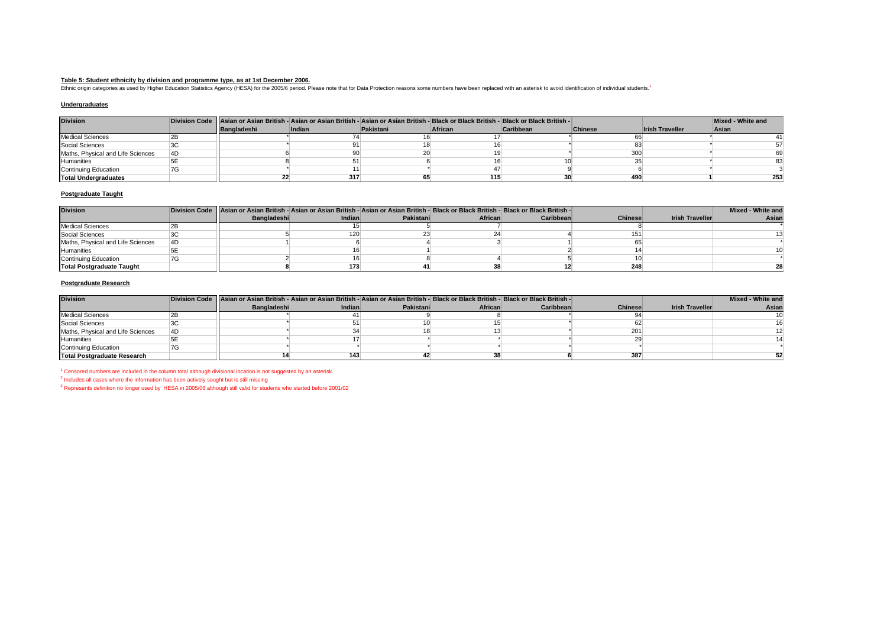**Table 5: Student ethnicity by division and programme type, as at 1st December 2006.**

Ethnic origin categories as used by Higher Education Statistics Agency (HESA) for the 2005/6 period. Please note that for Data Protection reasons some numbers have been replaced with an asterisk to avoid identification of individual students.[1]

**Undergraduates**

| Division | Division Code | Asian or Asian British - Bangladeshi | Asian or Asian British - Indian | Asian or Asian British - Pakistani | Black or Black British - African | Black or Black British - Caribbean | Chinese | Irish Traveller | Mixed - White and Asian |
|---|---|---|---|---|---|---|---|---|---|
| Medical Sciences | 2B | * | 74 | 16 | 17 | * | 66 | * | 41 |
| Social Sciences | 3C | * | 91 | 18 | 16 | * | 83 | * | 57 |
| Maths, Physical and Life Sciences | 4D | 6 | 90 | 20 | 19 | * | 300 | * | 69 |
| Humanities | 5E | 8 | 51 | 6 | 16 | 10 | 35 | * | 83 |
| Continuing Education | 7G | * | 11 | * | 47 | 9 | 6 | * | 3 |
| **Total Undergraduates** | | **22** | **317** | **65** | **115** | **30** | **490** | **1** | **253** |

**Postgraduate Taught**

| Division | Division Code | Asian or Asian British - Bangladeshi | Asian or Asian British - Indian | Asian or Asian British - Pakistani | Black or Black British - African | Black or Black British - Caribbean | Chinese | Irish Traveller | Mixed - White and Asian |
|---|---|---|---|---|---|---|---|---|---|
| Medical Sciences | 2B | | 15 | 5 | 7 | | 8 | | * |
| Social Sciences | 3C | 5 | 120 | 23 | 24 | 4 | 151 | | 13 |
| Maths, Physical and Life Sciences | 4D | 1 | 6 | 4 | 3 | 1 | 65 | | * |
| Humanities | 5E | | 16 | 1 | | 2 | 14 | | 10 |
| Continuing Education | 7G | 2 | 16 | 8 | 4 | 5 | 10 | | * |
| **Total Postgraduate Taught** | | **8** | **173** | **41** | **38** | **12** | **248** | | **28** |

**Postgraduate Research**

| Division | Division Code | Asian or Asian British - Bangladeshi | Asian or Asian British - Indian | Asian or Asian British - Pakistani | Black or Black British - African | Black or Black British - Caribbean | Chinese | Irish Traveller | Mixed - White and Asian |
|---|---|---|---|---|---|---|---|---|---|
| Medical Sciences | 2B | * | 41 | 9 | 8 | * | 94 | | 10 |
| Social Sciences | 3C | * | 51 | 10 | 15 | * | 62 | | 16 |
| Maths, Physical and Life Sciences | 4D | * | 34 | 18 | 13 | * | 201 | | 12 |
| Humanities | 5E | * | 17 | * | * | * | 29 | | 14 |
| Continuing Education | 7G | * | * | * | * | * | * | | * |
| **Total Postgraduate Research** | | **14** | **143** | **42** | **38** | **6** | **387** | | **52** |

[1] Censored numbers are included in the column total although divisional location is not suggested by an asterisk.

[2] Includes all cases where the information has been actively sought but is still missing

[3] Represents definition no longer used by HESA in 2005/06 although still valid for students who started before 2001/02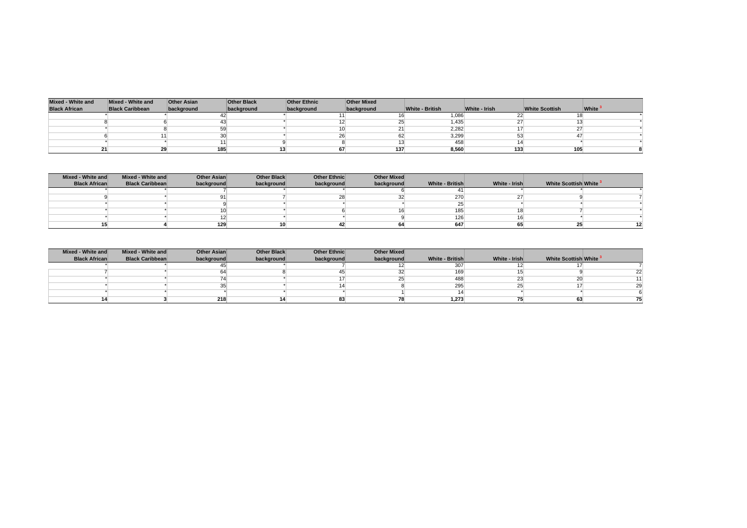| Mixed - White and Black African | Mixed - White and Black Caribbean | Other Asian background | Other Black background | Other Ethnic background | Other Mixed background | White - British | White - Irish | White Scottish | White [3] |
|---|---|---|---|---|---|---|---|---|---|
| * | * | 42 | * | 11 | 16 | 1,086 | 22 | 18 | * |
| 8 | 6 | 43 | * | 12 | 25 | 1,435 | 27 | 13 | * |
| * | 8 | 59 | * | 10 | 21 | 2,282 | 17 | 27 | * |
| 6 | 11 | 30 | * | 26 | 62 | 3,299 | 53 | 47 | * |
| * | * | 11 | 9 | 8 | 13 | 458 | 14 | * | * |
| **21** | **29** | **185** | **13** | **67** | **137** | **8,560** | **133** | **105** | **8** |

| Mixed - White and Black African | Mixed - White and Black Caribbean | Other Asian background | Other Black background | Other Ethnic background | Other Mixed background | White - British | White - Irish | White Scottish | White [3] |
|---|---|---|---|---|---|---|---|---|---|
| * | * | 7 | * | * | 6 | 41 | * | * | * |
| 9 | * | 91 | 7 | 28 | 32 | 270 | 27 | 9 | 7 |
| * | * | 9 | * | * | * | 25 | * | * | * |
| * | * | 10 | * | 6 | 16 | 185 | 18 | 7 | * |
| * | * | 12 | * | * | 9 | 126 | 16 | * | * |
| **15** | **4** | **129** | **10** | **42** | **64** | **647** | **65** | **25** | **12** |

| Mixed - White and Black African | Mixed - White and Black Caribbean | Other Asian background | Other Black background | Other Ethnic background | Other Mixed background | White - British | White - Irish | White Scottish | White [3] |
|---|---|---|---|---|---|---|---|---|---|
| * | * | 45 | * | 7 | 12 | 307 | 12 | 17 | 7 |
| 7 | * | 64 | 8 | 45 | 32 | 169 | 15 | 9 | 22 |
| * | * | 74 | * | 17 | 25 | 488 | 23 | 20 | 11 |
| * | * | 35 | * | 14 | 8 | 295 | 25 | 17 | 29 |
| * | * | * | * | * | 1 | 14 | * | * | 6 |
| **14** | **3** | **218** | **14** | **83** | **78** | **1,273** | **75** | **63** | **75** |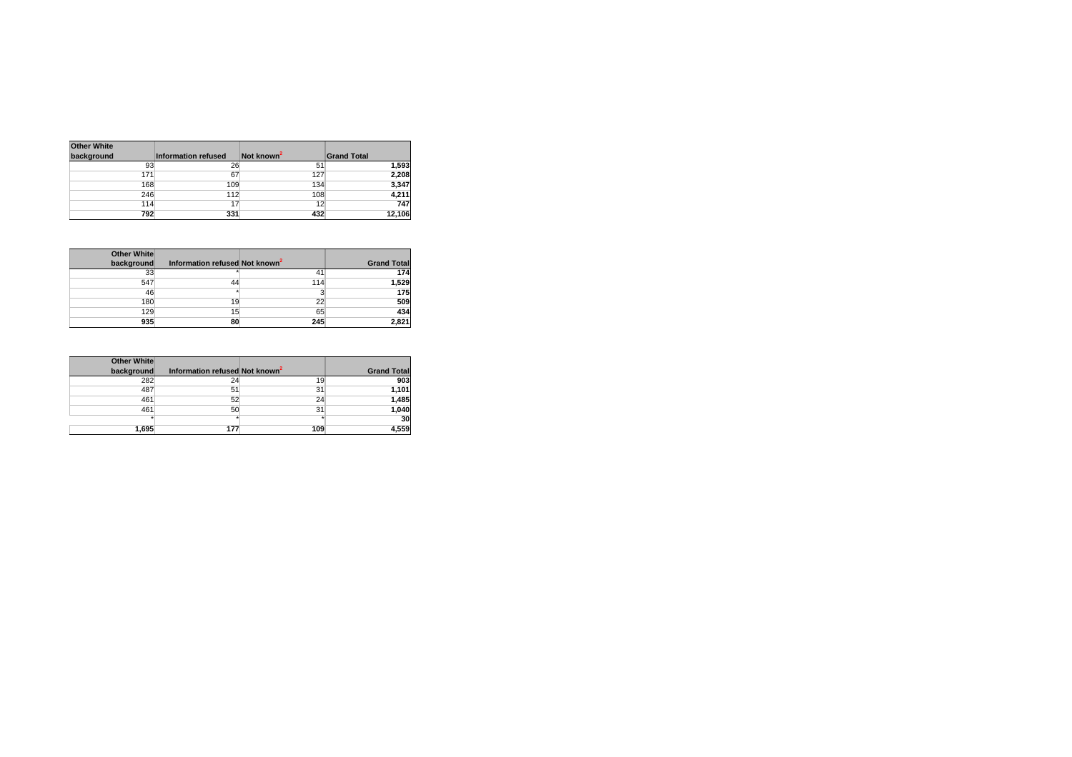| Other White background | Information refused | Not known[2] | Grand Total |
|---|---|---|---|
| 93 | 26 | 51 | **1,593** |
| 171 | 67 | 127 | **2,208** |
| 168 | 109 | 134 | **3,347** |
| 246 | 112 | 108 | **4,211** |
| 114 | 17 | 12 | **747** |
| **792** | **331** | **432** | **12,106** |

| Other White background | Information refused | Not known[2] | Grand Total |
|---|---|---|---|
| 33 | * | 41 | **174** |
| 547 | 44 | 114 | **1,529** |
| 46 | * | 3 | **175** |
| 180 | 19 | 22 | **509** |
| 129 | 15 | 65 | **434** |
| **935** | **80** | **245** | **2,821** |

| Other White background | Information refused | Not known[2] | Grand Total |
|---|---|---|---|
| 282 | 24 | 19 | **903** |
| 487 | 51 | 31 | **1,101** |
| 461 | 52 | 24 | **1,485** |
| 461 | 50 | 31 | **1,040** |
| * | * | * | **30** |
| **1,695** | **177** | **109** | **4,559** |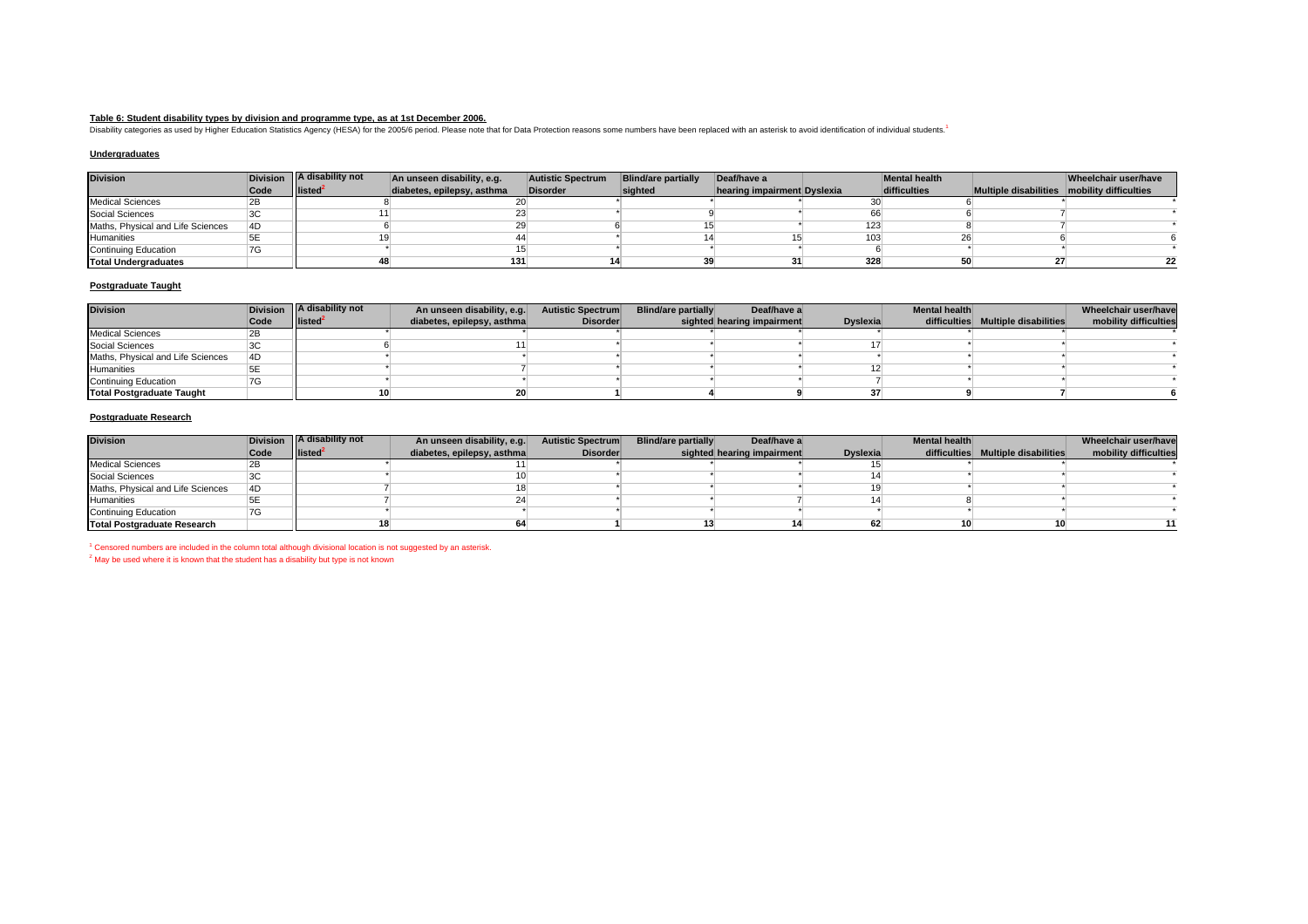**Table 6: Student disability types by division and programme type, as at 1st December 2006.**

Disability categories as used by Higher Education Statistics Agency (HESA) for the 2005/6 period. Please note that for Data Protection reasons some numbers have been replaced with an asterisk to avoid identification of individual students.[1]

**Undergraduates**

| Division | Division Code | A disability not listed[2] | An unseen disability, e.g. diabetes, epilepsy, asthma | Autistic Spectrum Disorder | Blind/are partially sighted | Deaf/have a hearing impairment | Dyslexia | Mental health difficulties | Multiple disabilities | Wheelchair user/have mobility difficulties |
|---|---|---|---|---|---|---|---|---|---|---|
| Medical Sciences | 2B | 8 | 20 | * | * | * | 30 | 6 | * | * |
| Social Sciences | 3C | 11 | 23 | * | 9 | * | 66 | 6 | 7 | * |
| Maths, Physical and Life Sciences | 4D | 6 | 29 | 6 | 15 | * | 123 | 8 | 7 | * |
| Humanities | 5E | 19 | 44 | * | 14 | 15 | 103 | 26 | 6 | 6 |
| Continuing Education | 7G | * | 15 | * | * | * | 6 | * | * | * |
| **Total Undergraduates** | | **48** | **131** | **14** | **39** | **31** | **328** | **50** | **27** | **22** |

**Postgraduate Taught**

| Division | Division Code | A disability not listed[2] | An unseen disability, e.g. diabetes, epilepsy, asthma | Autistic Spectrum Disorder | Blind/are partially sighted | Deaf/have a hearing impairment | Dyslexia | Mental health difficulties | Multiple disabilities | Wheelchair user/have mobility difficulties |
|---|---|---|---|---|---|---|---|---|---|---|
| Medical Sciences | 2B | * | * | * | * | * | * | * | * | * |
| Social Sciences | 3C | 6 | 11 | * | * | * | 17 | * | * | * |
| Maths, Physical and Life Sciences | 4D | * | * | * | * | * | * | * | * | * |
| Humanities | 5E | * | 7 | * | * | * | 12 | * | * | * |
| Continuing Education | 7G | * | * | * | * | * | 7 | * | * | * |
| **Total Postgraduate Taught** | | **10** | **20** | **1** | **4** | **9** | **37** | **9** | **7** | **6** |

**Postgraduate Research**

| Division | Division Code | A disability not listed[2] | An unseen disability, e.g. diabetes, epilepsy, asthma | Autistic Spectrum Disorder | Blind/are partially sighted | Deaf/have a hearing impairment | Dyslexia | Mental health difficulties | Multiple disabilities | Wheelchair user/have mobility difficulties |
|---|---|---|---|---|---|---|---|---|---|---|
| Medical Sciences | 2B | * | 11 | * | * | * | 15 | * | * | * |
| Social Sciences | 3C | * | 10 | * | * | * | 14 | * | * | * |
| Maths, Physical and Life Sciences | 4D | 7 | 18 | * | * | * | 19 | * | * | * |
| Humanities | 5E | 7 | 24 | * | * | 7 | 14 | 8 | * | * |
| Continuing Education | 7G | * | * | * | * | * | * | * | * | * |
| **Total Postgraduate Research** | | **18** | **64** | **1** | **13** | **14** | **62** | **10** | **10** | **11** |

[1] Censored numbers are included in the column total although divisional location is not suggested by an asterisk.

[2] May be used where it is known that the student has a disability but type is not known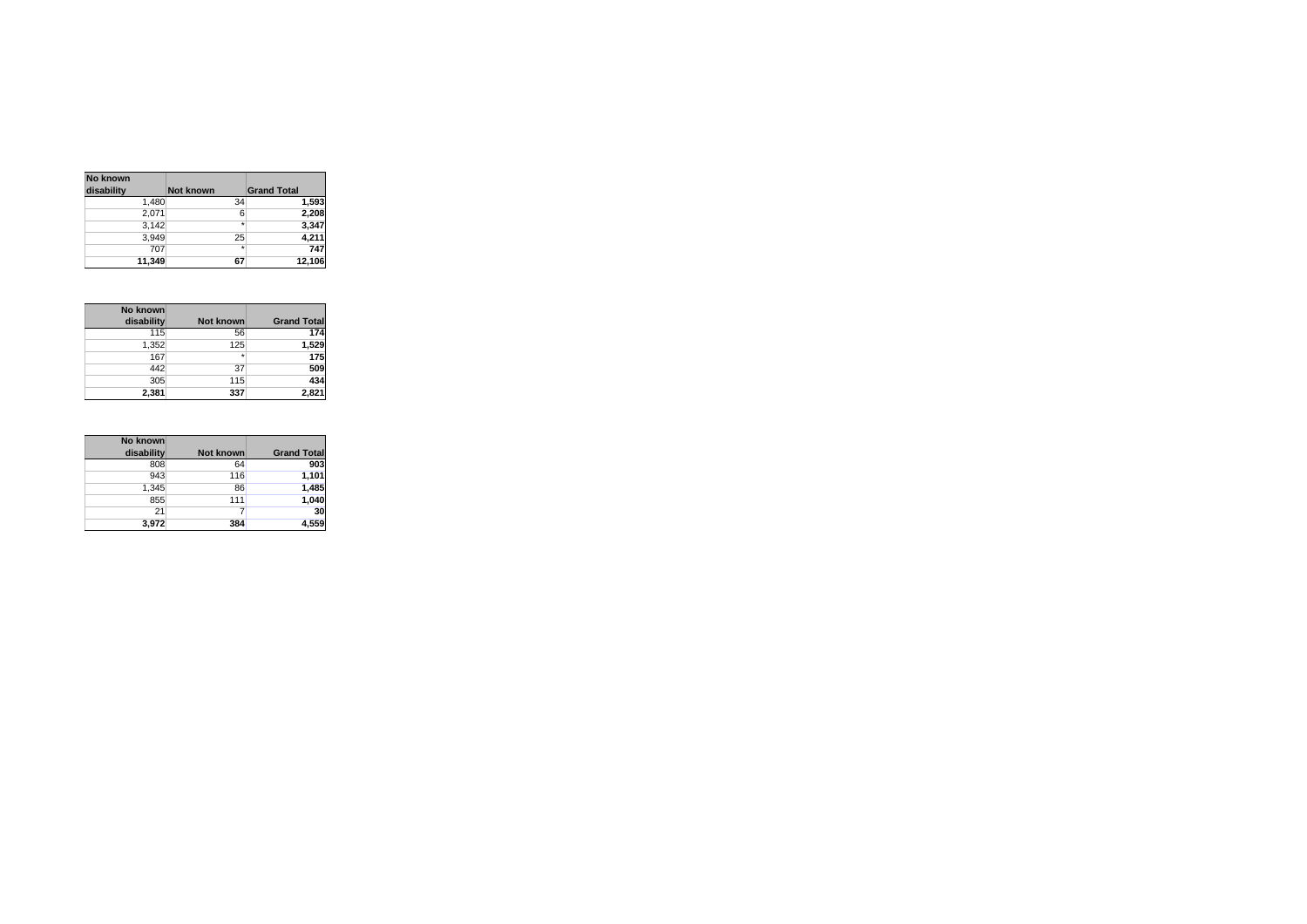| No known disability | Not known | Grand Total |
|---|---|---|
| 1,480 | 34 | **1,593** |
| 2,071 | 6 | **2,208** |
| 3,142 | * | **3,347** |
| 3,949 | 25 | **4,211** |
| 707 | * | **747** |
| **11,349** | **67** | **12,106** |

| No known disability | Not known | Grand Total |
|---|---|---|
| 115 | 56 | **174** |
| 1,352 | 125 | **1,529** |
| 167 | * | **175** |
| 442 | 37 | **509** |
| 305 | 115 | **434** |
| **2,381** | **337** | **2,821** |

| No known disability | Not known | Grand Total |
|---|---|---|
| 808 | 64 | **903** |
| 943 | 116 | **1,101** |
| 1,345 | 86 | **1,485** |
| 855 | 111 | **1,040** |
| 21 | 7 | **30** |
| **3,972** | **384** | **4,559** |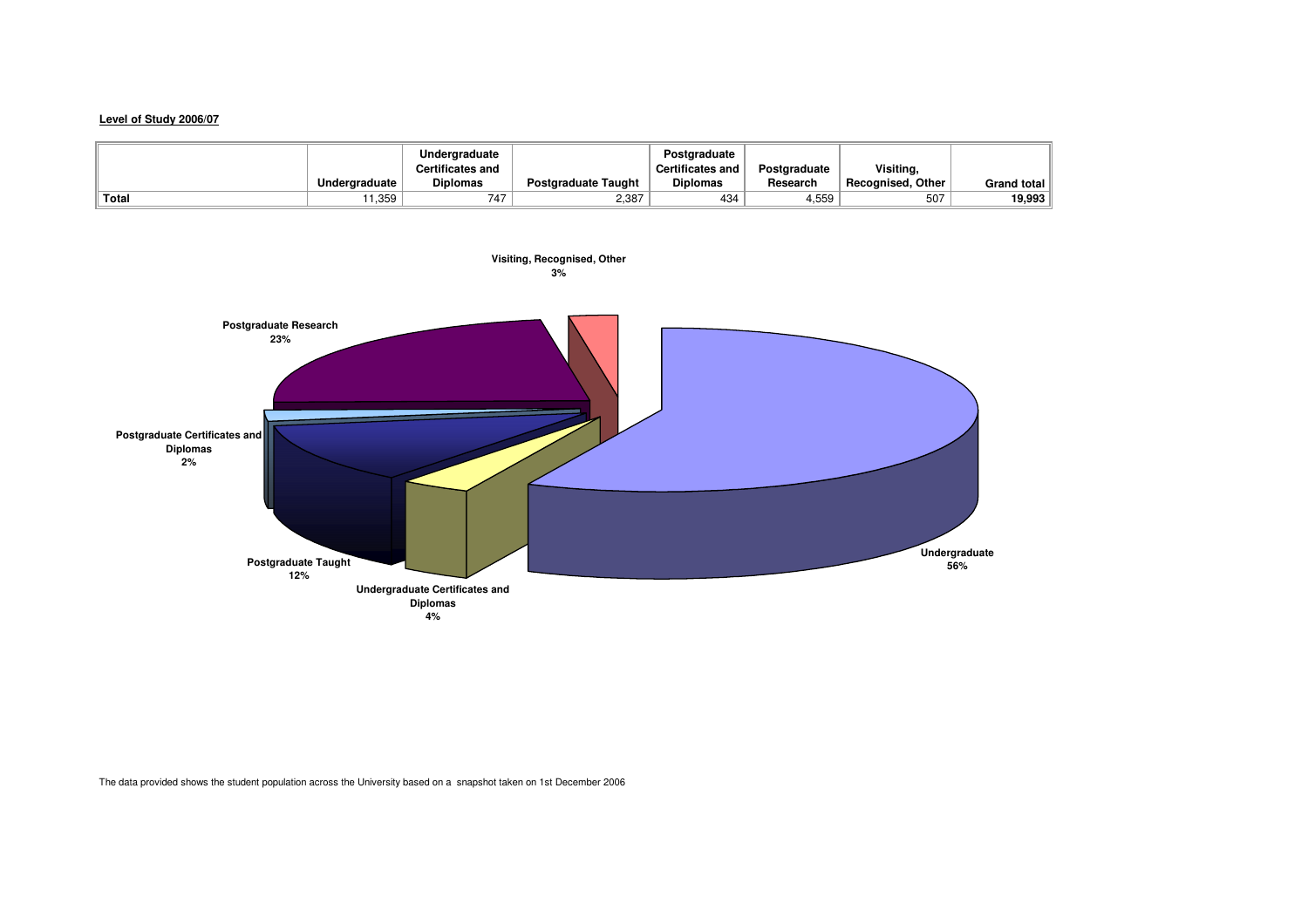**Level of Study 2006/07**

| | Undergraduate | Undergraduate Certificates and Diplomas | Postgraduate Taught | Postgraduate Certificates and Diplomas | Postgraduate Research | Visiting, Recognised, Other | Grand total |
|---|---|---|---|---|---|---|---|
| **Total** | 11,359 | 747 | 2,387 | 434 | 4,559 | 507 | **19,993** |

Visiting, Recognised, Other 3%

Postgraduate Research 23%

Postgraduate Certificates and Diplomas 2%

Postgraduate Taught 12%

Undergraduate Certificates and Diplomas 4%

Undergraduate 56%

The data provided shows the student population across the University based on a snapshot taken on 1st December 2006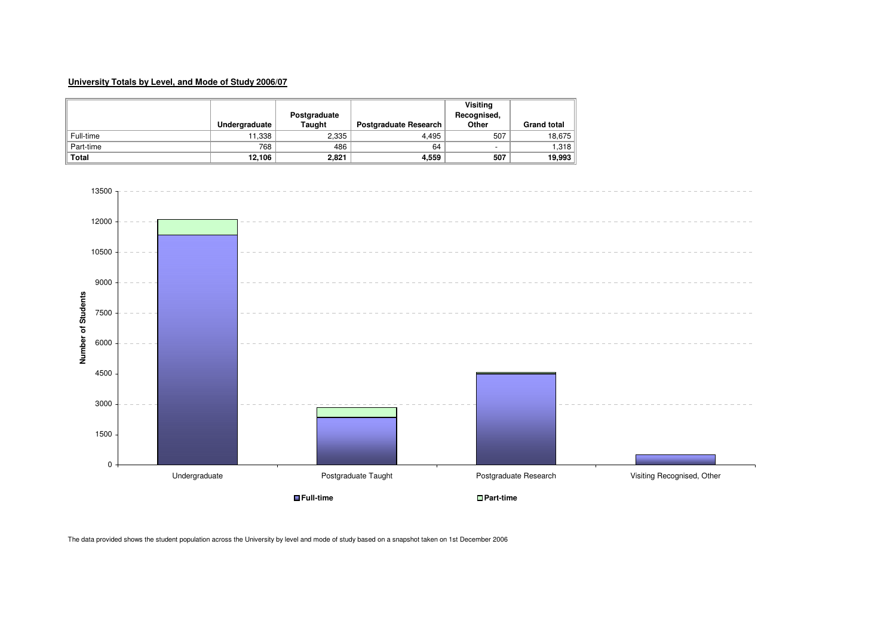**University Totals by Level, and Mode of Study 2006/07**

| | Undergraduate | Postgraduate Taught | Postgraduate Research | Visiting Recognised, Other | Grand total |
|---|---|---|---|---|---|
| Full-time | 11,338 | 2,335 | 4,495 | 507 | 18,675 |
| Part-time | 768 | 486 | 64 | - | 1,318 |
| **Total** | **12,106** | **2,821** | **4,559** | **507** | **19,993** |

The data provided shows the student population across the University by level and mode of study based on a snapshot taken on 1st December 2006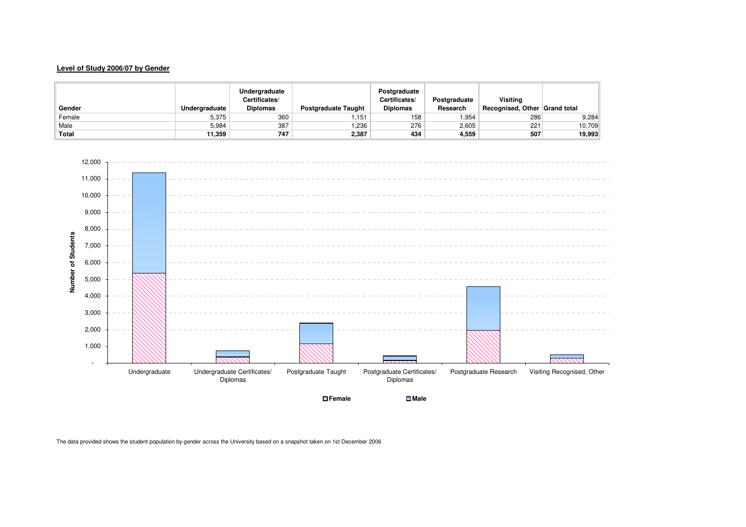**Level of Study 2006/07 by Gender**

| Gender | Undergraduate | Undergraduate Certificates/ Diplomas | Postgraduate Taught | Postgraduate Certificates/ Diplomas | Postgraduate Research | Visiting Recognised, Other | Grand total |
|---|---|---|---|---|---|---|---|
| Female | 5,375 | 360 | 1,151 | 158 | 1,954 | 286 | 9,284 |
| Male | 5,984 | 387 | 1,236 | 276 | 2,605 | 221 | 10,709 |
| **Total** | **11,359** | **747** | **2,387** | **434** | **4,559** | **507** | **19,993** |

The data provided shows the student population by gender across the University based on a snapshot taken on 1st December 2006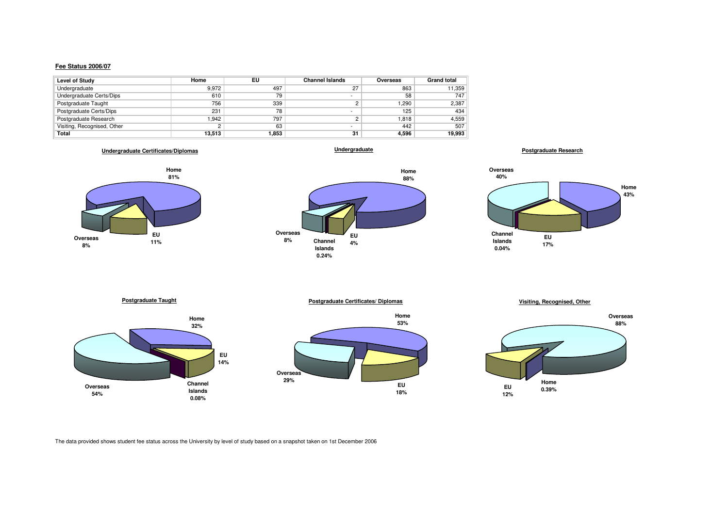**Fee Status 2006/07**

| Level of Study | Home | EU | Channel Islands | Overseas | Grand total |
|---|---|---|---|---|---|
| Undergraduate | 9,972 | 497 | 27 | 863 | 11,359 |
| Undergraduate Certs/Dips | 610 | 79 | - | 58 | 747 |
| Postgraduate Taught | 756 | 339 | 2 | 1,290 | 2,387 |
| Postgraduate Certs/Dips | 231 | 78 | - | 125 | 434 |
| Postgraduate Research | 1,942 | 797 | 2 | 1,818 | 4,559 |
| Visiting, Recognised, Other | 2 | 63 | - | 442 | 507 |
| **Total** | **13,513** | **1,853** | **31** | **4,596** | **19,993** |

**Undergraduate Certificates/Diplomas**

Home 81%, EU 11%, Overseas 8%

**Undergraduate**

Home 88%, EU 4%, Channel Islands 0.24%, Overseas 8%

**Postgraduate Research**

Overseas 40%, Home 43%, EU 17%, Channel Islands 0.04%

**Postgraduate Taught**

Home 32%, EU 14%, Channel Islands 0.08%, Overseas 54%

**Postgraduate Certificates/ Diplomas**

Home 53%, EU 18%, Overseas 29%

**Visiting, Recognised, Other**

Overseas 88%, Home 0.39%, EU 12%

The data provided shows student fee status across the University by level of study based on a snapshot taken on 1st December 2006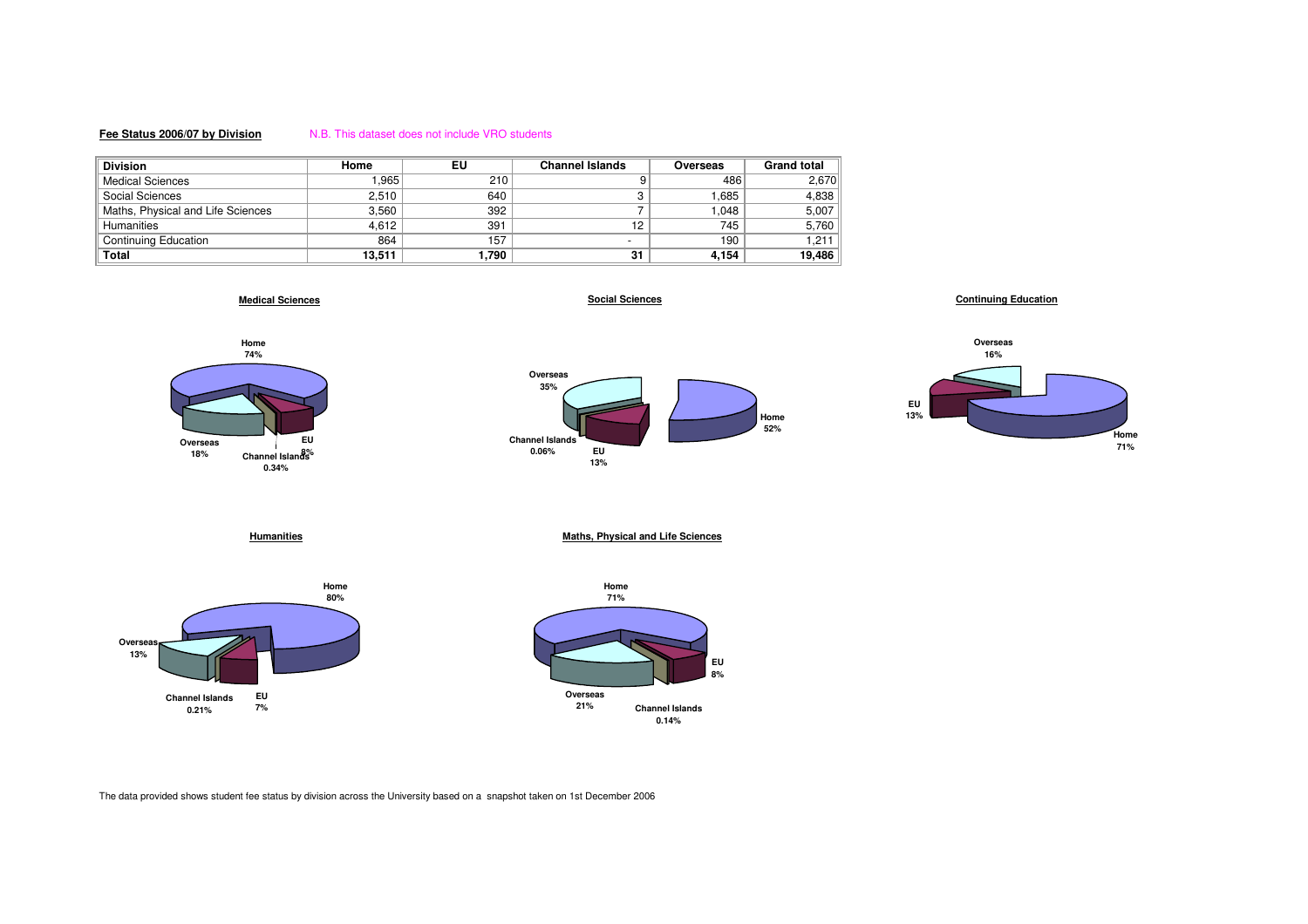**Fee Status 2006/07 by Division**

N.B. This dataset does not include VRO students

| Division | Home | EU | Channel Islands | Overseas | Grand total |
|---|---|---|---|---|---|
| Medical Sciences | 1,965 | 210 | 9 | 486 | 2,670 |
| Social Sciences | 2,510 | 640 | 3 | 1,685 | 4,838 |
| Maths, Physical and Life Sciences | 3,560 | 392 | 7 | 1,048 | 5,007 |
| Humanities | 4,612 | 391 | 12 | 745 | 5,760 |
| Continuing Education | 864 | 157 | - | 190 | 1,211 |
| **Total** | **13,511** | **1,790** | **31** | **4,154** | **19,486** |

**Medical Sciences**

Home 74%, Overseas 18%, EU 8%, Channel Islands 0.34%

**Social Sciences**

Overseas 35%, Home 52%, Channel Islands 0.06%, EU 13%

**Continuing Education**

Overseas 16%, EU 13%, Home 71%

**Humanities**

Home 80%, Overseas 13%, Channel Islands 0.21%, EU 7%

**Maths, Physical and Life Sciences**

Home 71%, EU 8%, Overseas 21%, Channel Islands 0.14%

The data provided shows student fee status by division across the University based on a snapshot taken on 1st December 2006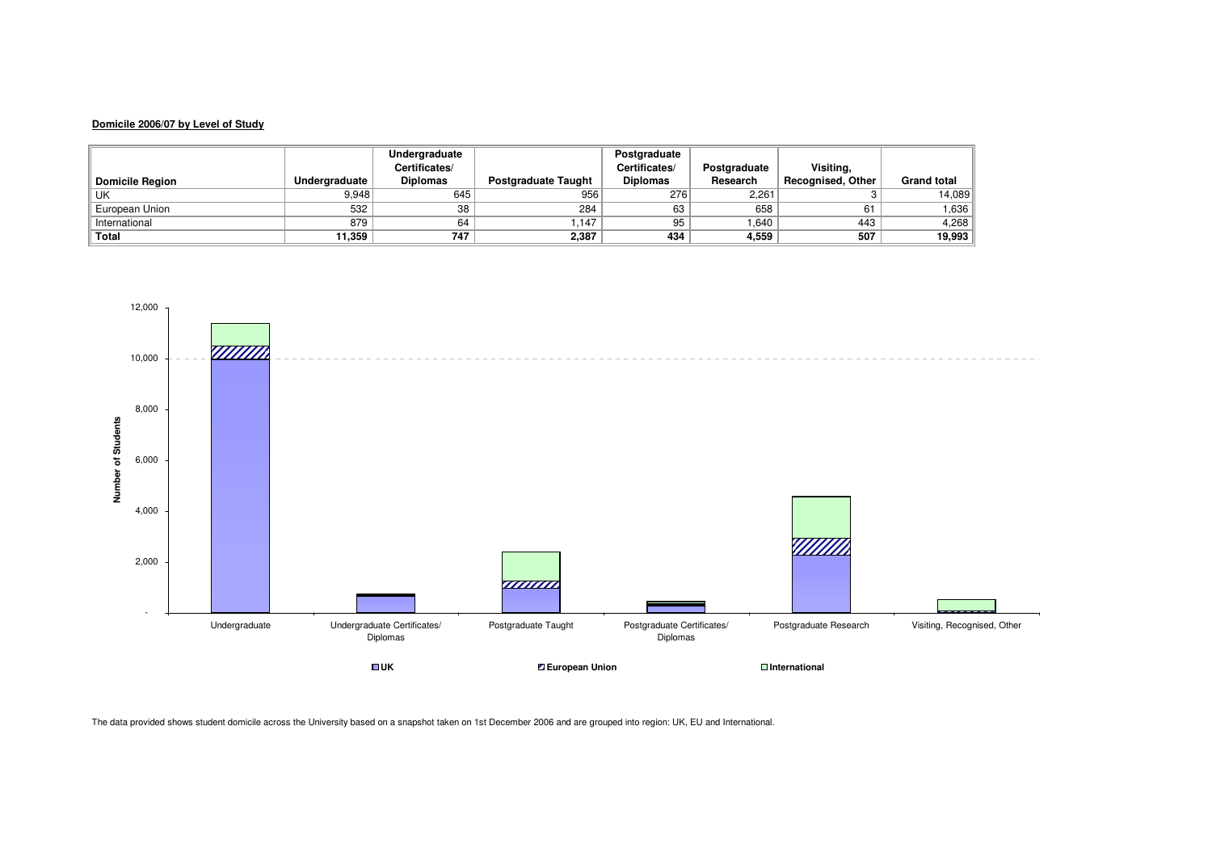**Domicile 2006/07 by Level of Study**

| Domicile Region | Undergraduate | Undergraduate Certificates/ Diplomas | Postgraduate Taught | Postgraduate Certificates/ Diplomas | Postgraduate Research | Visiting, Recognised, Other | Grand total |
|---|---|---|---|---|---|---|---|
| UK | 9,948 | 645 | 956 | 276 | 2,261 | 3 | 14,089 |
| European Union | 532 | 38 | 284 | 63 | 658 | 61 | 1,636 |
| International | 879 | 64 | 1,147 | 95 | 1,640 | 443 | 4,268 |
| **Total** | **11,359** | **747** | **2,387** | **434** | **4,559** | **507** | **19,993** |

The data provided shows student domicile across the University based on a snapshot taken on 1st December 2006 and are grouped into region: UK, EU and International.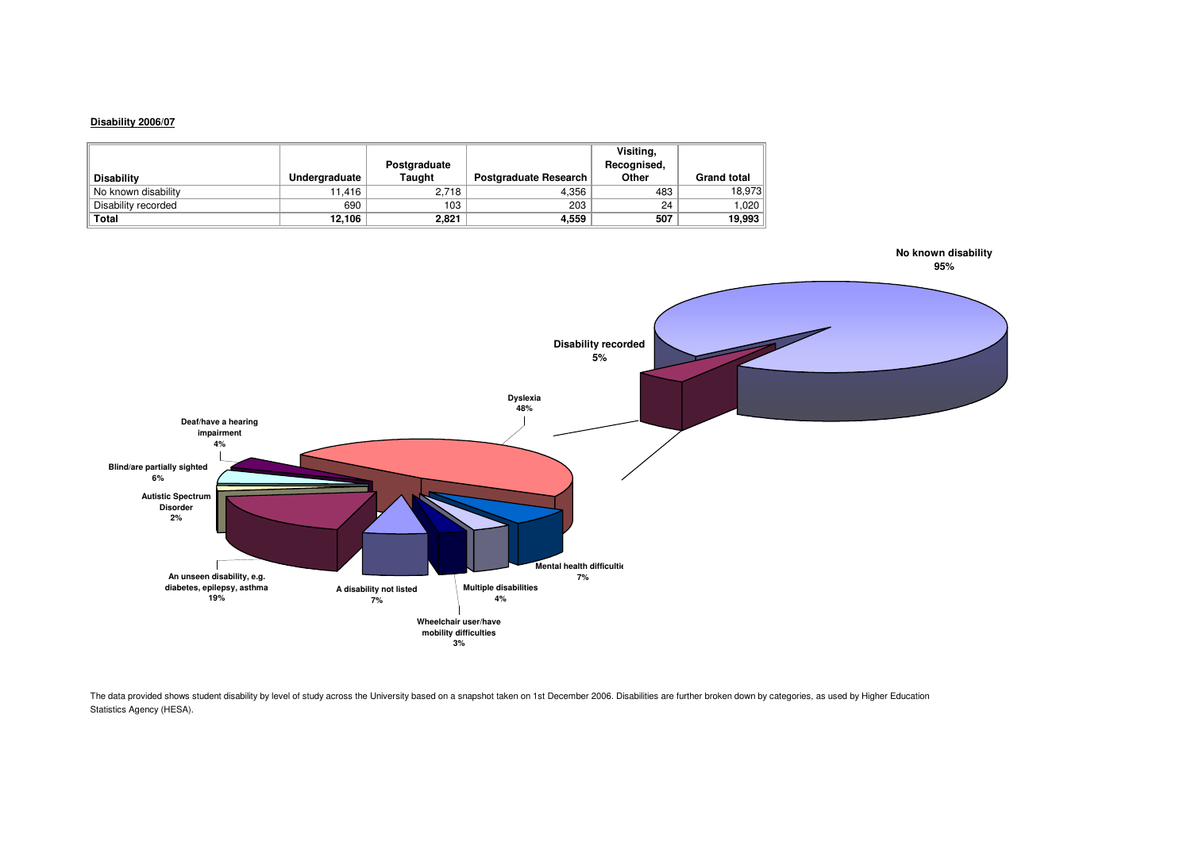**Disability 2006/07**

| Disability | Undergraduate | Postgraduate Taught | Postgraduate Research | Visiting, Recognised, Other | Grand total |
|---|---|---|---|---|---|
| No known disability | 11,416 | 2,718 | 4,356 | 483 | 18,973 |
| Disability recorded | 690 | 103 | 203 | 24 | 1,020 |
| **Total** | **12,106** | **2,821** | **4,559** | **507** | **19,993** |

No known disability 95%

Disability recorded 5%

Dyslexia 48%

Deaf/have a hearing impairment 4%

Blind/are partially sighted 6%

Autistic Spectrum Disorder 2%

An unseen disability, e.g. diabetes, epilepsy, asthma 19%

A disability not listed 7%

Wheelchair user/have mobility difficulties 3%

Multiple disabilities 4%

Mental health difficultie 7%

The data provided shows student disability by level of study across the University based on a snapshot taken on 1st December 2006. Disabilities are further broken down by categories, as used by Higher Education Statistics Agency (HESA).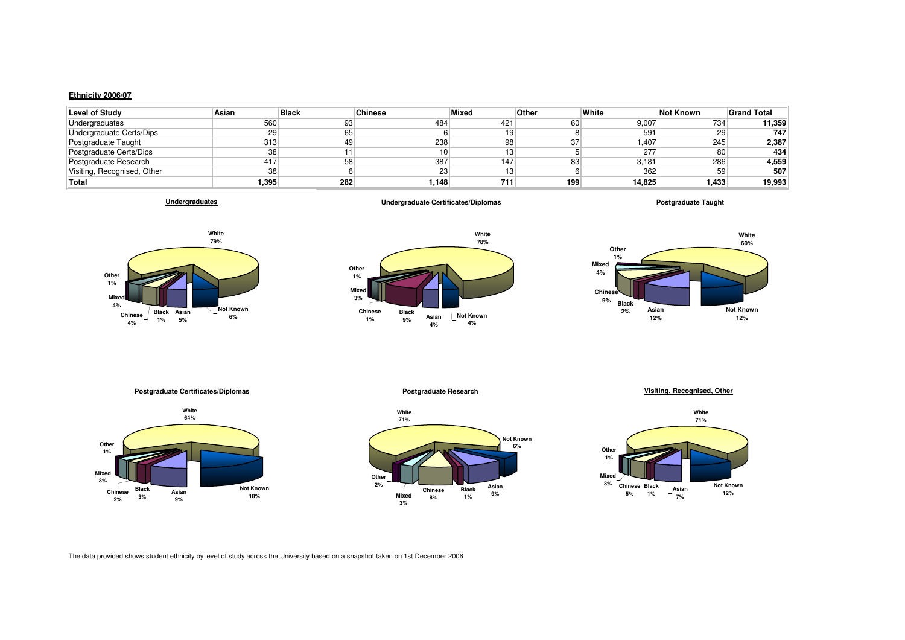**Ethnicity 2006/07**

| Level of Study | Asian | Black | Chinese | Mixed | Other | White | Not Known | Grand Total |
|---|---|---|---|---|---|---|---|---|
| Undergraduates | 560 | 93 | 484 | 421 | 60 | 9,007 | 734 | **11,359** |
| Undergraduate Certs/Dips | 29 | 65 | 6 | 19 | 8 | 591 | 29 | **747** |
| Postgraduate Taught | 313 | 49 | 238 | 98 | 37 | 1,407 | 245 | **2,387** |
| Postgraduate Certs/Dips | 38 | 11 | 10 | 13 | 5 | 277 | 80 | **434** |
| Postgraduate Research | 417 | 58 | 387 | 147 | 83 | 3,181 | 286 | **4,559** |
| Visiting, Recognised, Other | 38 | 6 | 23 | 13 | 6 | 362 | 59 | **507** |
| **Total** | **1,395** | **282** | **1,148** | **711** | **199** | **14,825** | **1,433** | **19,993** |

**Undergraduates**

White 79%
Other 1%
Mixed 4%
Chinese 4%
Black 1%
Asian 5%
Not Known 6%

**Undergraduate Certificates/Diplomas**

White 78%
Other 1%
Mixed 3%
Chinese 1%
Black 9%
Asian 4%
Not Known 4%

**Postgraduate Taught**

White 60%
Other 1%
Mixed 4%
Chinese 9%
Black 2%
Asian 12%
Not Known 12%

**Postgraduate Certificates/Diplomas**

White 64%
Other 1%
Mixed 3%
Chinese 2%
Black 3%
Asian 9%
Not Known 18%

**Postgraduate Research**

White 71%
Not Known 6%
Other 2%
Mixed 3%
Chinese 8%
Black 1%
Asian 9%

**Visiting, Recognised, Other**

White 71%
Other 1%
Mixed 3%
Chinese 5%
Black 1%
Asian 7%
Not Known 12%

The data provided shows student ethnicity by level of study across the University based on a snapshot taken on 1st December 2006